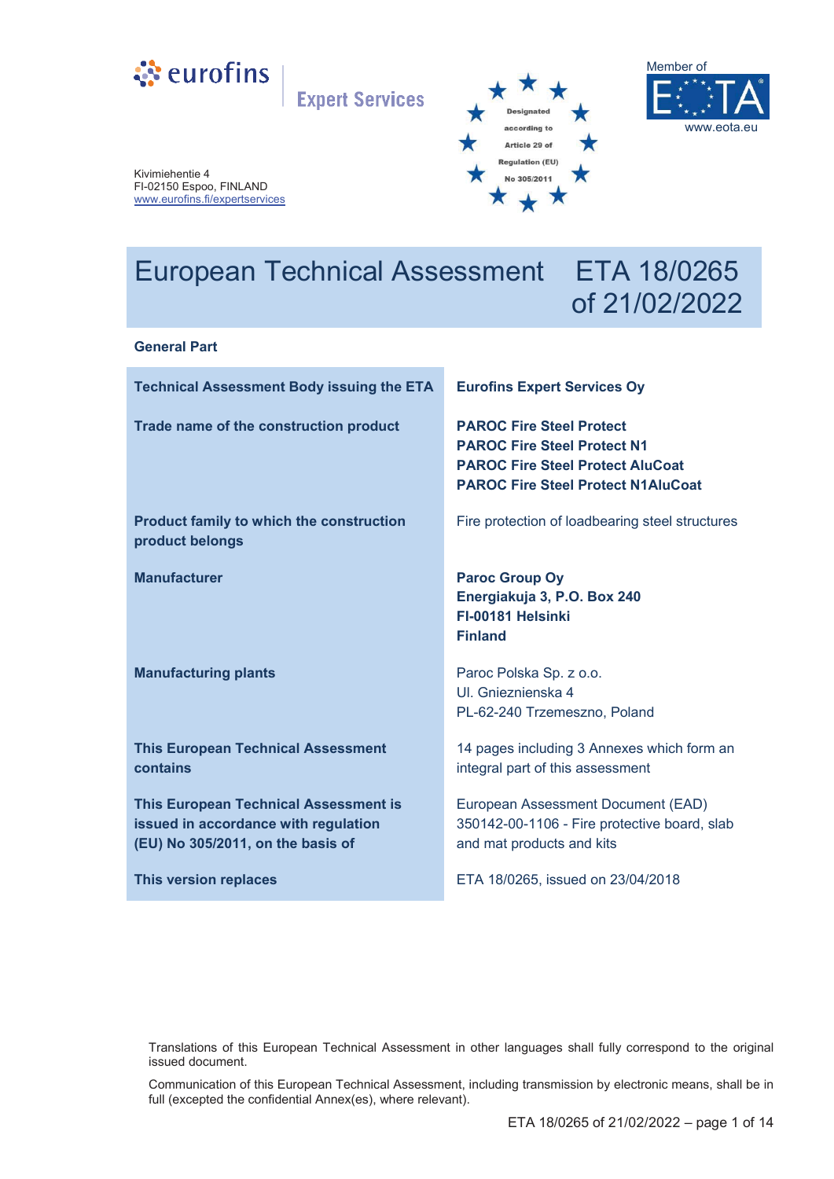eurofins | Expert Services

Designated according to Article 29 of Regulation (EU) No 305/2011

Member of EOTA
www.eota.eu

Kivimiehentie 4
FI-02150 Espoo, FINLAND
www.eurofins.fi/expertservices

# European Technical Assessment ETA 18/0265 of 21/02/2022

## General Part

| | |
|---|---|
| **Technical Assessment Body issuing the ETA** | **Eurofins Expert Services Oy** |
| **Trade name of the construction product** | **PAROC Fire Steel Protect**<br>**PAROC Fire Steel Protect N1**<br>**PAROC Fire Steel Protect AluCoat**<br>**PAROC Fire Steel Protect N1AluCoat** |
| **Product family to which the construction product belongs** | Fire protection of loadbearing steel structures |
| **Manufacturer** | **Paroc Group Oy**<br>**Energiakuja 3, P.O. Box 240**<br>**FI-00181 Helsinki**<br>**Finland** |
| **Manufacturing plants** | Paroc Polska Sp. z o.o.<br>Ul. Gnieznienska 4<br>PL-62-240 Trzemeszno, Poland |
| **This European Technical Assessment contains** | 14 pages including 3 Annexes which form an integral part of this assessment |
| **This European Technical Assessment is issued in accordance with regulation (EU) No 305/2011, on the basis of** | European Assessment Document (EAD) 350142-00-1106 - Fire protective board, slab and mat products and kits |
| **This version replaces** | ETA 18/0265, issued on 23/04/2018 |

Translations of this European Technical Assessment in other languages shall fully correspond to the original issued document.

Communication of this European Technical Assessment, including transmission by electronic means, shall be in full (excepted the confidential Annex(es), where relevant).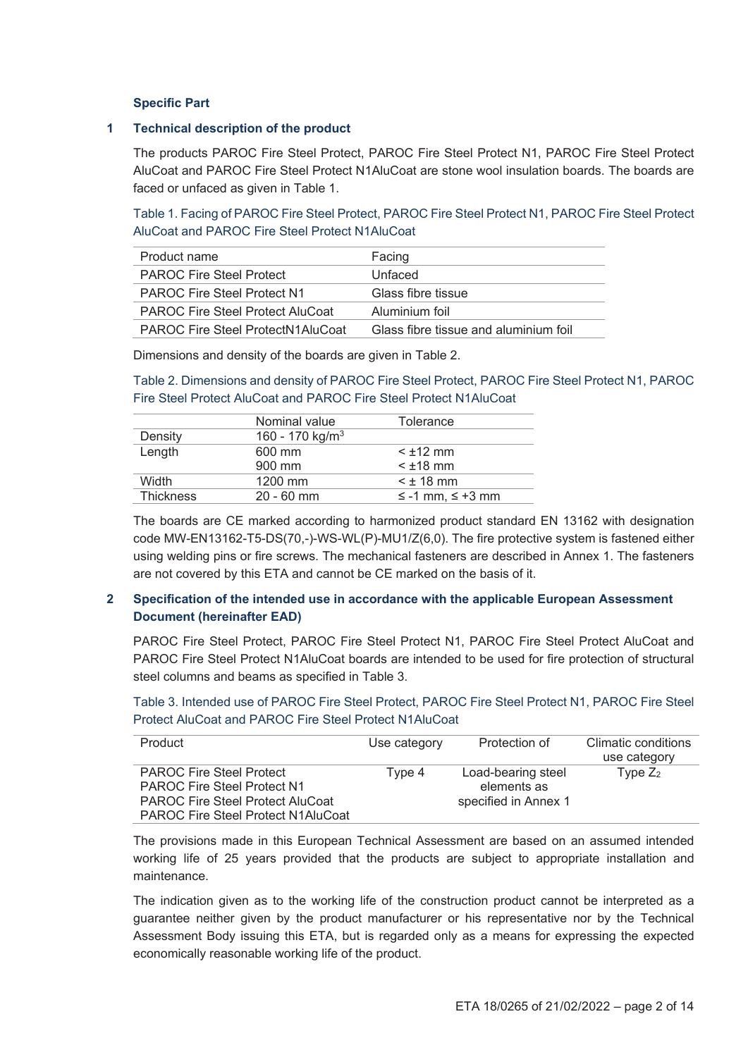### Specific Part

## 1 Technical description of the product

The products PAROC Fire Steel Protect, PAROC Fire Steel Protect N1, PAROC Fire Steel Protect AluCoat and PAROC Fire Steel Protect N1AluCoat are stone wool insulation boards. The boards are faced or unfaced as given in Table 1.

Table 1. Facing of PAROC Fire Steel Protect, PAROC Fire Steel Protect N1, PAROC Fire Steel Protect AluCoat and PAROC Fire Steel Protect N1AluCoat

| Product name | Facing |
|---|---|
| PAROC Fire Steel Protect | Unfaced |
| PAROC Fire Steel Protect N1 | Glass fibre tissue |
| PAROC Fire Steel Protect AluCoat | Aluminium foil |
| PAROC Fire Steel ProtectN1AluCoat | Glass fibre tissue and aluminium foil |

Dimensions and density of the boards are given in Table 2.

Table 2. Dimensions and density of PAROC Fire Steel Protect, PAROC Fire Steel Protect N1, PAROC Fire Steel Protect AluCoat and PAROC Fire Steel Protect N1AluCoat

| | Nominal value | Tolerance |
|---|---|---|
| Density | 160 - 170 kg/m$^3$ | |
| Length | 600 mm<br>900 mm | < ±12 mm<br>< ±18 mm |
| Width | 1200 mm | < ± 18 mm |
| Thickness | 20 - 60 mm | ≤ -1 mm, ≤ +3 mm |

The boards are CE marked according to harmonized product standard EN 13162 with designation code MW-EN13162-T5-DS(70,-)-WS-WL(P)-MU1/Z(6,0). The fire protective system is fastened either using welding pins or fire screws. The mechanical fasteners are described in Annex 1. The fasteners are not covered by this ETA and cannot be CE marked on the basis of it.

## 2 Specification of the intended use in accordance with the applicable European Assessment Document (hereinafter EAD)

PAROC Fire Steel Protect, PAROC Fire Steel Protect N1, PAROC Fire Steel Protect AluCoat and PAROC Fire Steel Protect N1AluCoat boards are intended to be used for fire protection of structural steel columns and beams as specified in Table 3.

Table 3. Intended use of PAROC Fire Steel Protect, PAROC Fire Steel Protect N1, PAROC Fire Steel Protect AluCoat and PAROC Fire Steel Protect N1AluCoat

| Product | Use category | Protection of | Climatic conditions use category |
|---|---|---|---|
| PAROC Fire Steel Protect<br>PAROC Fire Steel Protect N1<br>PAROC Fire Steel Protect AluCoat<br>PAROC Fire Steel Protect N1AluCoat | Type 4 | Load-bearing steel elements as specified in Annex 1 | Type $Z_2$ |

The provisions made in this European Technical Assessment are based on an assumed intended working life of 25 years provided that the products are subject to appropriate installation and maintenance.

The indication given as to the working life of the construction product cannot be interpreted as a guarantee neither given by the product manufacturer or his representative nor by the Technical Assessment Body issuing this ETA, but is regarded only as a means for expressing the expected economically reasonable working life of the product.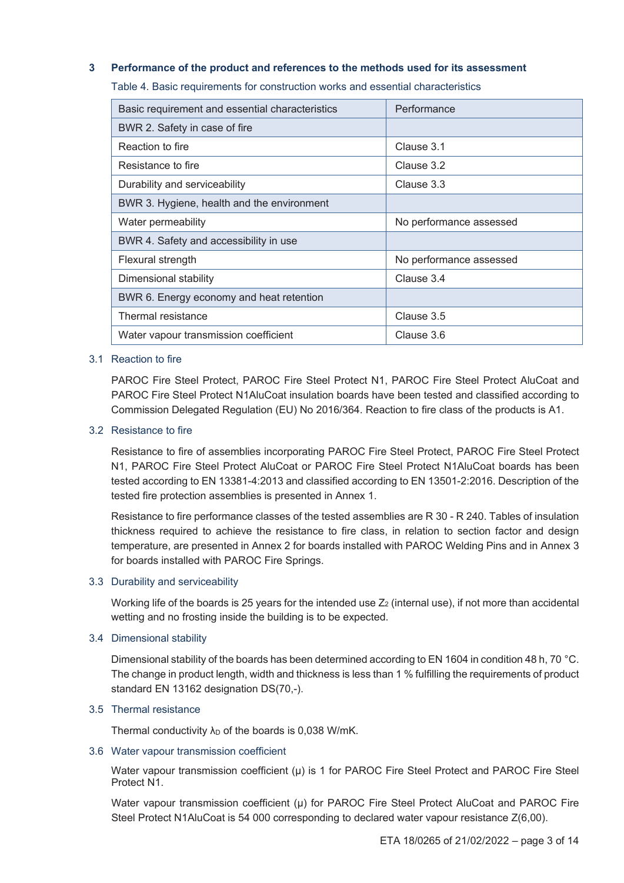## 3 Performance of the product and references to the methods used for its assessment

Table 4. Basic requirements for construction works and essential characteristics

| Basic requirement and essential characteristics | Performance |
|---|---|
| BWR 2. Safety in case of fire | |
| Reaction to fire | Clause 3.1 |
| Resistance to fire | Clause 3.2 |
| Durability and serviceability | Clause 3.3 |
| BWR 3. Hygiene, health and the environment | |
| Water permeability | No performance assessed |
| BWR 4. Safety and accessibility in use | |
| Flexural strength | No performance assessed |
| Dimensional stability | Clause 3.4 |
| BWR 6. Energy economy and heat retention | |
| Thermal resistance | Clause 3.5 |
| Water vapour transmission coefficient | Clause 3.6 |

### 3.1 Reaction to fire

PAROC Fire Steel Protect, PAROC Fire Steel Protect N1, PAROC Fire Steel Protect AluCoat and PAROC Fire Steel Protect N1AluCoat insulation boards have been tested and classified according to Commission Delegated Regulation (EU) No 2016/364. Reaction to fire class of the products is A1.

### 3.2 Resistance to fire

Resistance to fire of assemblies incorporating PAROC Fire Steel Protect, PAROC Fire Steel Protect N1, PAROC Fire Steel Protect AluCoat or PAROC Fire Steel Protect N1AluCoat boards has been tested according to EN 13381-4:2013 and classified according to EN 13501-2:2016. Description of the tested fire protection assemblies is presented in Annex 1.

Resistance to fire performance classes of the tested assemblies are R 30 - R 240. Tables of insulation thickness required to achieve the resistance to fire class, in relation to section factor and design temperature, are presented in Annex 2 for boards installed with PAROC Welding Pins and in Annex 3 for boards installed with PAROC Fire Springs.

### 3.3 Durability and serviceability

Working life of the boards is 25 years for the intended use $Z_2$ (internal use), if not more than accidental wetting and no frosting inside the building is to be expected.

### 3.4 Dimensional stability

Dimensional stability of the boards has been determined according to EN 1604 in condition 48 h, 70 °C. The change in product length, width and thickness is less than 1 % fulfilling the requirements of product standard EN 13162 designation DS(70,-).

### 3.5 Thermal resistance

Thermal conductivity $\lambda_D$ of the boards is 0,038 W/mK.

### 3.6 Water vapour transmission coefficient

Water vapour transmission coefficient (μ) is 1 for PAROC Fire Steel Protect and PAROC Fire Steel Protect N1.

Water vapour transmission coefficient (μ) for PAROC Fire Steel Protect AluCoat and PAROC Fire Steel Protect N1AluCoat is 54 000 corresponding to declared water vapour resistance Z(6,00).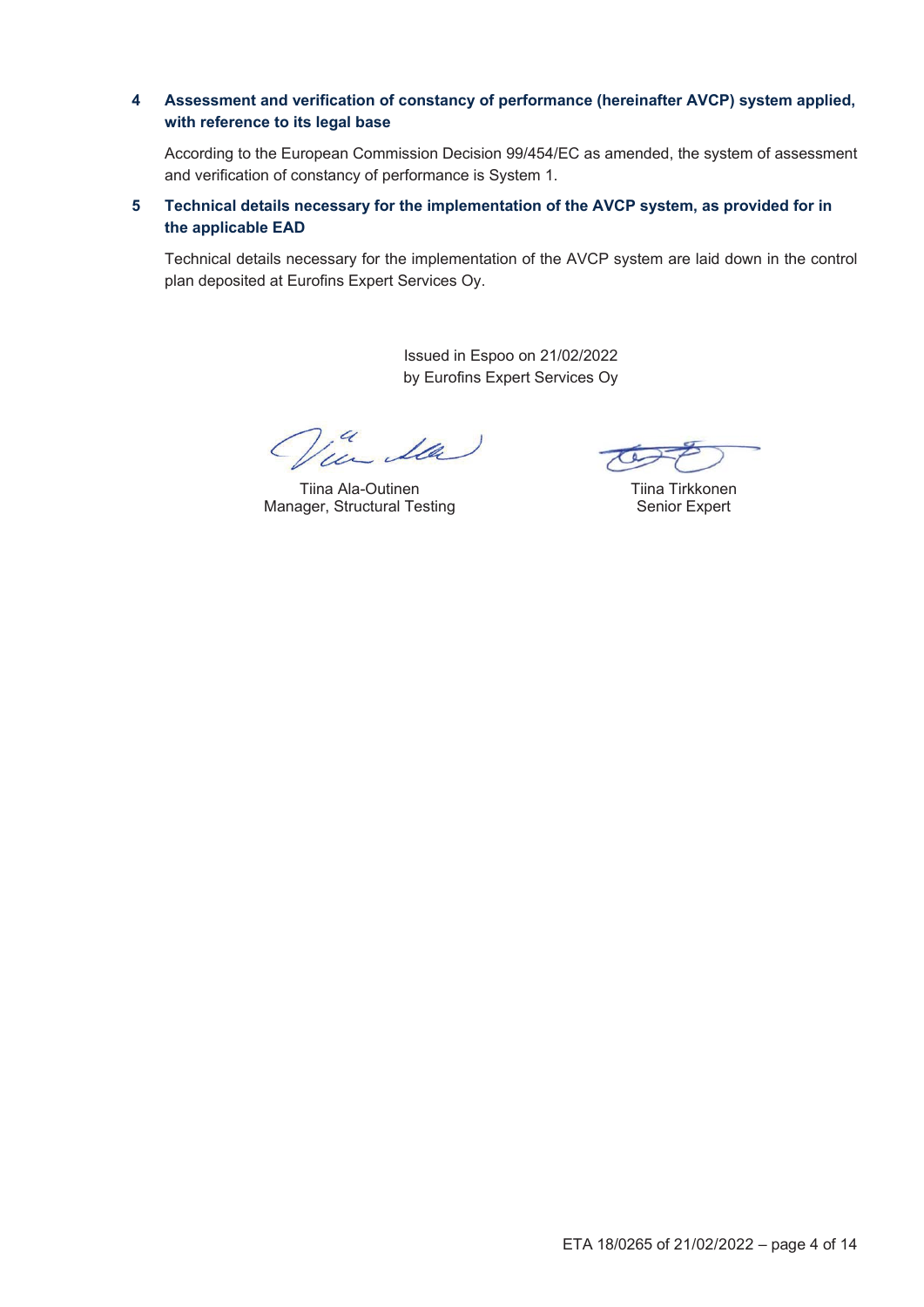## 4 Assessment and verification of constancy of performance (hereinafter AVCP) system applied, with reference to its legal base

According to the European Commission Decision 99/454/EC as amended, the system of assessment and verification of constancy of performance is System 1.

## 5 Technical details necessary for the implementation of the AVCP system, as provided for in the applicable EAD

Technical details necessary for the implementation of the AVCP system are laid down in the control plan deposited at Eurofins Expert Services Oy.

Issued in Espoo on 21/02/2022
by Eurofins Expert Services Oy

Tiina Ala-Outinen
Manager, Structural Testing

Tiina Tirkkonen
Senior Expert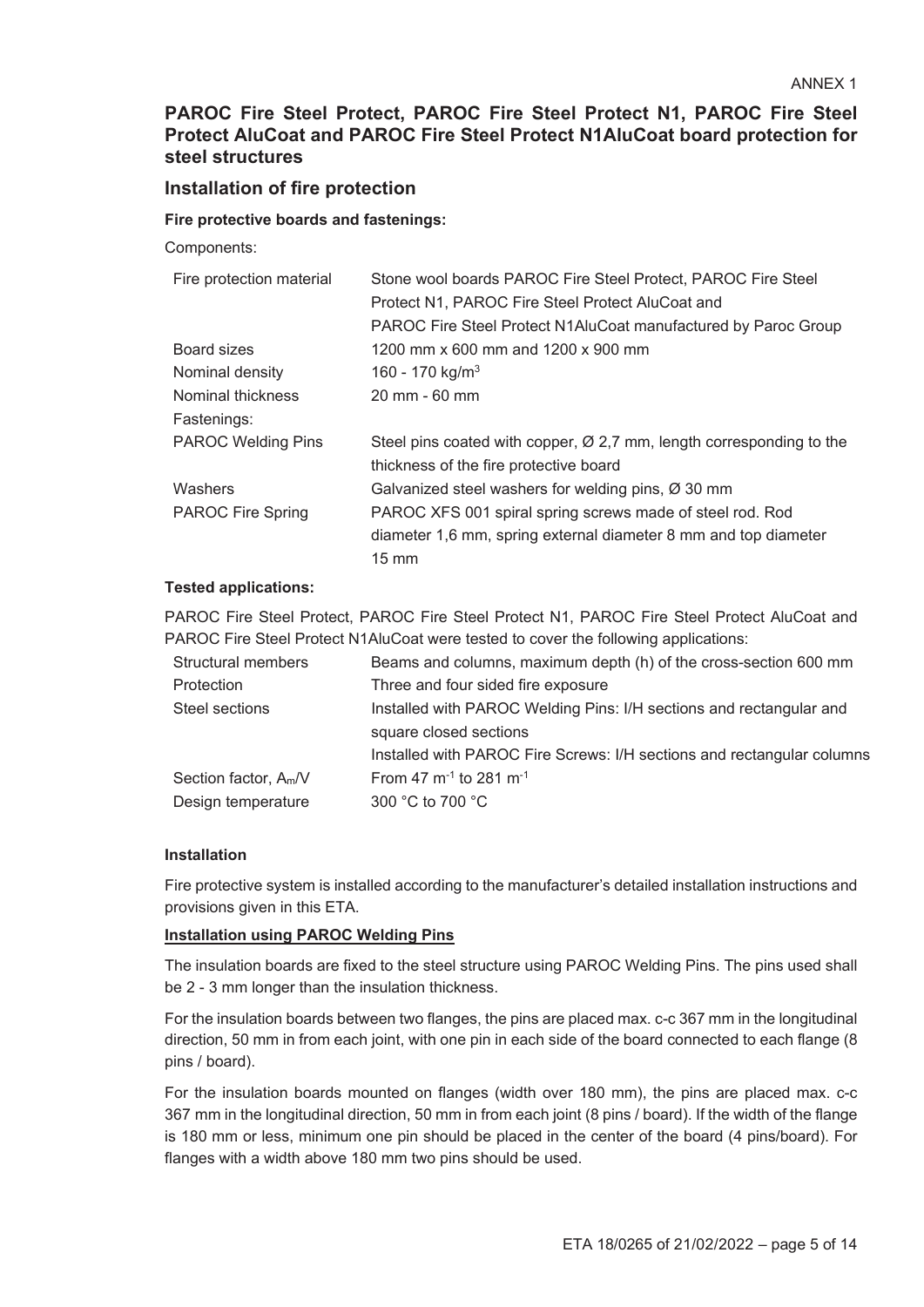ANNEX 1

## PAROC Fire Steel Protect, PAROC Fire Steel Protect N1, PAROC Fire Steel Protect AluCoat and PAROC Fire Steel Protect N1AluCoat board protection for steel structures

## Installation of fire protection

**Fire protective boards and fastenings:**

Components:

| | |
|---|---|
| Fire protection material | Stone wool boards PAROC Fire Steel Protect, PAROC Fire Steel Protect N1, PAROC Fire Steel Protect AluCoat and PAROC Fire Steel Protect N1AluCoat manufactured by Paroc Group |
| Board sizes | 1200 mm x 600 mm and 1200 x 900 mm |
| Nominal density | 160 - 170 kg/m$^3$ |
| Nominal thickness | 20 mm - 60 mm |
| Fastenings: | |
| PAROC Welding Pins | Steel pins coated with copper, Ø 2,7 mm, length corresponding to the thickness of the fire protective board |
| Washers | Galvanized steel washers for welding pins, Ø 30 mm |
| PAROC Fire Spring | PAROC XFS 001 spiral spring screws made of steel rod. Rod diameter 1,6 mm, spring external diameter 8 mm and top diameter 15 mm |

**Tested applications:**

PAROC Fire Steel Protect, PAROC Fire Steel Protect N1, PAROC Fire Steel Protect AluCoat and PAROC Fire Steel Protect N1AluCoat were tested to cover the following applications:

| | |
|---|---|
| Structural members | Beams and columns, maximum depth (h) of the cross-section 600 mm |
| Protection | Three and four sided fire exposure |
| Steel sections | Installed with PAROC Welding Pins: I/H sections and rectangular and square closed sections |
| | Installed with PAROC Fire Screws: I/H sections and rectangular columns |
| Section factor, $A_m/V$ | From 47 m$^{-1}$ to 281 m$^{-1}$ |
| Design temperature | 300 °C to 700 °C |

**Installation**

Fire protective system is installed according to the manufacturer's detailed installation instructions and provisions given in this ETA.

**Installation using PAROC Welding Pins**

The insulation boards are fixed to the steel structure using PAROC Welding Pins. The pins used shall be 2 - 3 mm longer than the insulation thickness.

For the insulation boards between two flanges, the pins are placed max. c-c 367 mm in the longitudinal direction, 50 mm in from each joint, with one pin in each side of the board connected to each flange (8 pins / board).

For the insulation boards mounted on flanges (width over 180 mm), the pins are placed max. c-c 367 mm in the longitudinal direction, 50 mm in from each joint (8 pins / board). If the width of the flange is 180 mm or less, minimum one pin should be placed in the center of the board (4 pins/board). For flanges with a width above 180 mm two pins should be used.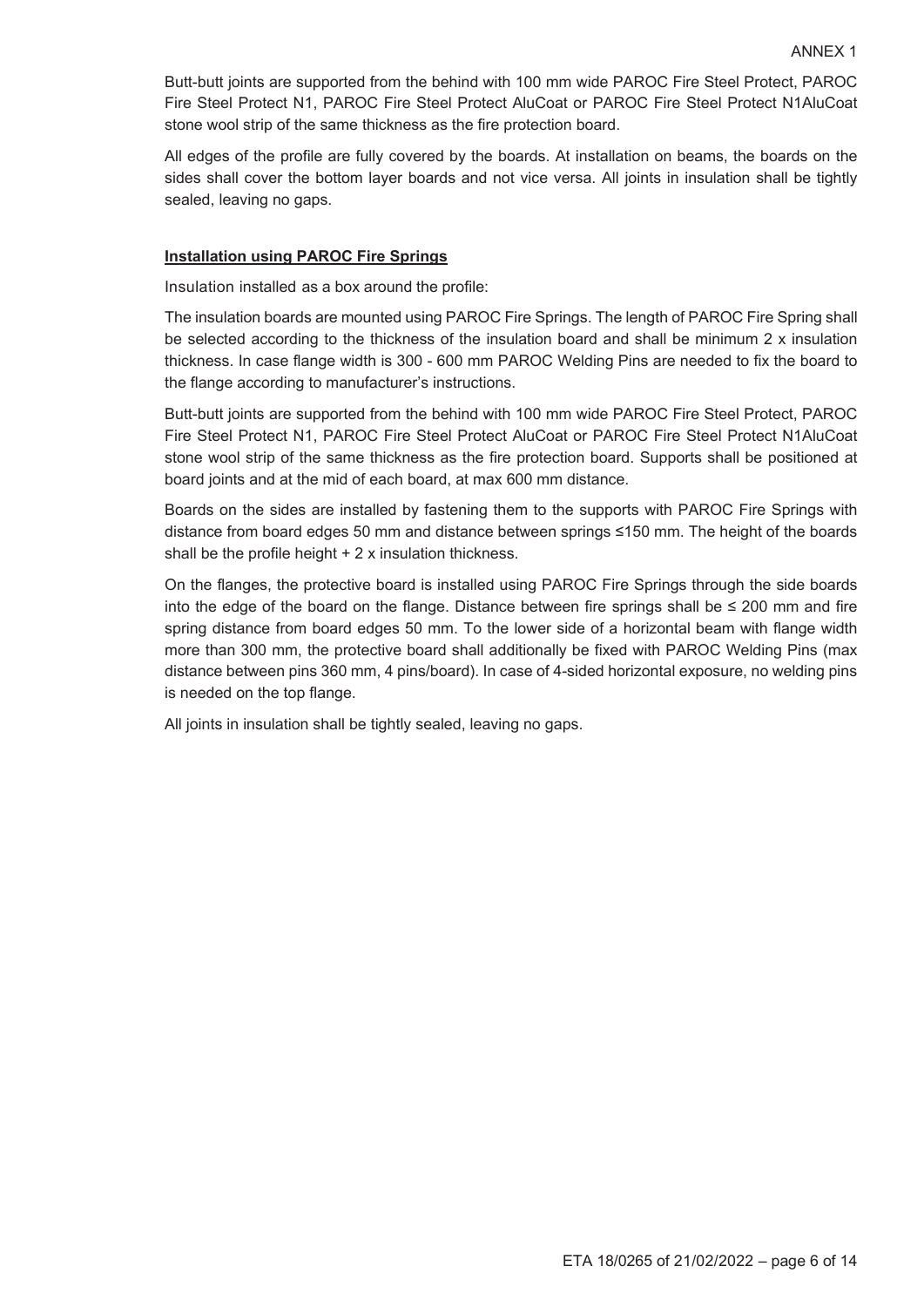Butt-butt joints are supported from the behind with 100 mm wide PAROC Fire Steel Protect, PAROC Fire Steel Protect N1, PAROC Fire Steel Protect AluCoat or PAROC Fire Steel Protect N1AluCoat stone wool strip of the same thickness as the fire protection board.

All edges of the profile are fully covered by the boards. At installation on beams, the boards on the sides shall cover the bottom layer boards and not vice versa. All joints in insulation shall be tightly sealed, leaving no gaps.

**Installation using PAROC Fire Springs**

Insulation installed as a box around the profile:

The insulation boards are mounted using PAROC Fire Springs. The length of PAROC Fire Spring shall be selected according to the thickness of the insulation board and shall be minimum 2 x insulation thickness. In case flange width is 300 - 600 mm PAROC Welding Pins are needed to fix the board to the flange according to manufacturer's instructions.

Butt-butt joints are supported from the behind with 100 mm wide PAROC Fire Steel Protect, PAROC Fire Steel Protect N1, PAROC Fire Steel Protect AluCoat or PAROC Fire Steel Protect N1AluCoat stone wool strip of the same thickness as the fire protection board. Supports shall be positioned at board joints and at the mid of each board, at max 600 mm distance.

Boards on the sides are installed by fastening them to the supports with PAROC Fire Springs with distance from board edges 50 mm and distance between springs ≤150 mm. The height of the boards shall be the profile height + 2 x insulation thickness.

On the flanges, the protective board is installed using PAROC Fire Springs through the side boards into the edge of the board on the flange. Distance between fire springs shall be ≤ 200 mm and fire spring distance from board edges 50 mm. To the lower side of a horizontal beam with flange width more than 300 mm, the protective board shall additionally be fixed with PAROC Welding Pins (max distance between pins 360 mm, 4 pins/board). In case of 4-sided horizontal exposure, no welding pins is needed on the top flange.

All joints in insulation shall be tightly sealed, leaving no gaps.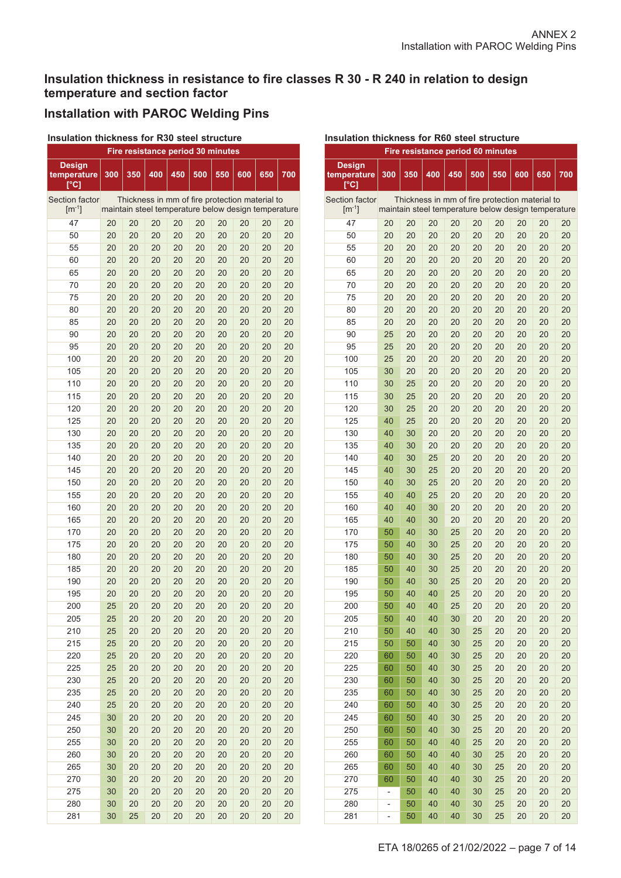## Insulation thickness in resistance to fire classes R 30 - R 240 in relation to design temperature and section factor

## Installation with PAROC Welding Pins

### Insulation thickness for R30 steel structure

| Fire resistance period 30 minutes | | | | | | | | | |
|---|---|---|---|---|---|---|---|---|---|
| Design temperature [°C] | 300 | 350 | 400 | 450 | 500 | 550 | 600 | 650 | 700 |
| Section factor [m$^{-1}$] | Thickness in mm of fire protection material to maintain steel temperature below design temperature | | | | | | | | |
| 47 | 20 | 20 | 20 | 20 | 20 | 20 | 20 | 20 | 20 |
| 50 | 20 | 20 | 20 | 20 | 20 | 20 | 20 | 20 | 20 |
| 55 | 20 | 20 | 20 | 20 | 20 | 20 | 20 | 20 | 20 |
| 60 | 20 | 20 | 20 | 20 | 20 | 20 | 20 | 20 | 20 |
| 65 | 20 | 20 | 20 | 20 | 20 | 20 | 20 | 20 | 20 |
| 70 | 20 | 20 | 20 | 20 | 20 | 20 | 20 | 20 | 20 |
| 75 | 20 | 20 | 20 | 20 | 20 | 20 | 20 | 20 | 20 |
| 80 | 20 | 20 | 20 | 20 | 20 | 20 | 20 | 20 | 20 |
| 85 | 20 | 20 | 20 | 20 | 20 | 20 | 20 | 20 | 20 |
| 90 | 20 | 20 | 20 | 20 | 20 | 20 | 20 | 20 | 20 |
| 95 | 20 | 20 | 20 | 20 | 20 | 20 | 20 | 20 | 20 |
| 100 | 20 | 20 | 20 | 20 | 20 | 20 | 20 | 20 | 20 |
| 105 | 20 | 20 | 20 | 20 | 20 | 20 | 20 | 20 | 20 |
| 110 | 20 | 20 | 20 | 20 | 20 | 20 | 20 | 20 | 20 |
| 115 | 20 | 20 | 20 | 20 | 20 | 20 | 20 | 20 | 20 |
| 120 | 20 | 20 | 20 | 20 | 20 | 20 | 20 | 20 | 20 |
| 125 | 20 | 20 | 20 | 20 | 20 | 20 | 20 | 20 | 20 |
| 130 | 20 | 20 | 20 | 20 | 20 | 20 | 20 | 20 | 20 |
| 135 | 20 | 20 | 20 | 20 | 20 | 20 | 20 | 20 | 20 |
| 140 | 20 | 20 | 20 | 20 | 20 | 20 | 20 | 20 | 20 |
| 145 | 20 | 20 | 20 | 20 | 20 | 20 | 20 | 20 | 20 |
| 150 | 20 | 20 | 20 | 20 | 20 | 20 | 20 | 20 | 20 |
| 155 | 20 | 20 | 20 | 20 | 20 | 20 | 20 | 20 | 20 |
| 160 | 20 | 20 | 20 | 20 | 20 | 20 | 20 | 20 | 20 |
| 165 | 20 | 20 | 20 | 20 | 20 | 20 | 20 | 20 | 20 |
| 170 | 20 | 20 | 20 | 20 | 20 | 20 | 20 | 20 | 20 |
| 175 | 20 | 20 | 20 | 20 | 20 | 20 | 20 | 20 | 20 |
| 180 | 20 | 20 | 20 | 20 | 20 | 20 | 20 | 20 | 20 |
| 185 | 20 | 20 | 20 | 20 | 20 | 20 | 20 | 20 | 20 |
| 190 | 20 | 20 | 20 | 20 | 20 | 20 | 20 | 20 | 20 |
| 195 | 20 | 20 | 20 | 20 | 20 | 20 | 20 | 20 | 20 |
| 200 | 25 | 20 | 20 | 20 | 20 | 20 | 20 | 20 | 20 |
| 205 | 25 | 20 | 20 | 20 | 20 | 20 | 20 | 20 | 20 |
| 210 | 25 | 20 | 20 | 20 | 20 | 20 | 20 | 20 | 20 |
| 215 | 25 | 20 | 20 | 20 | 20 | 20 | 20 | 20 | 20 |
| 220 | 25 | 20 | 20 | 20 | 20 | 20 | 20 | 20 | 20 |
| 225 | 25 | 20 | 20 | 20 | 20 | 20 | 20 | 20 | 20 |
| 230 | 25 | 20 | 20 | 20 | 20 | 20 | 20 | 20 | 20 |
| 235 | 25 | 20 | 20 | 20 | 20 | 20 | 20 | 20 | 20 |
| 240 | 25 | 20 | 20 | 20 | 20 | 20 | 20 | 20 | 20 |
| 245 | 30 | 20 | 20 | 20 | 20 | 20 | 20 | 20 | 20 |
| 250 | 30 | 20 | 20 | 20 | 20 | 20 | 20 | 20 | 20 |
| 255 | 30 | 20 | 20 | 20 | 20 | 20 | 20 | 20 | 20 |
| 260 | 30 | 20 | 20 | 20 | 20 | 20 | 20 | 20 | 20 |
| 265 | 30 | 20 | 20 | 20 | 20 | 20 | 20 | 20 | 20 |
| 270 | 30 | 20 | 20 | 20 | 20 | 20 | 20 | 20 | 20 |
| 275 | 30 | 20 | 20 | 20 | 20 | 20 | 20 | 20 | 20 |
| 280 | 30 | 20 | 20 | 20 | 20 | 20 | 20 | 20 | 20 |
| 281 | 30 | 25 | 20 | 20 | 20 | 20 | 20 | 20 | 20 |

### Insulation thickness for R60 steel structure

| Fire resistance period 60 minutes | | | | | | | | | |
|---|---|---|---|---|---|---|---|---|---|
| Design temperature [°C] | 300 | 350 | 400 | 450 | 500 | 550 | 600 | 650 | 700 |
| Section factor [m$^{-1}$] | Thickness in mm of fire protection material to maintain steel temperature below design temperature | | | | | | | | |
| 47 | 20 | 20 | 20 | 20 | 20 | 20 | 20 | 20 | 20 |
| 50 | 20 | 20 | 20 | 20 | 20 | 20 | 20 | 20 | 20 |
| 55 | 20 | 20 | 20 | 20 | 20 | 20 | 20 | 20 | 20 |
| 60 | 20 | 20 | 20 | 20 | 20 | 20 | 20 | 20 | 20 |
| 65 | 20 | 20 | 20 | 20 | 20 | 20 | 20 | 20 | 20 |
| 70 | 20 | 20 | 20 | 20 | 20 | 20 | 20 | 20 | 20 |
| 75 | 20 | 20 | 20 | 20 | 20 | 20 | 20 | 20 | 20 |
| 80 | 20 | 20 | 20 | 20 | 20 | 20 | 20 | 20 | 20 |
| 85 | 20 | 20 | 20 | 20 | 20 | 20 | 20 | 20 | 20 |
| 90 | 25 | 20 | 20 | 20 | 20 | 20 | 20 | 20 | 20 |
| 95 | 25 | 20 | 20 | 20 | 20 | 20 | 20 | 20 | 20 |
| 100 | 25 | 20 | 20 | 20 | 20 | 20 | 20 | 20 | 20 |
| 105 | 30 | 20 | 20 | 20 | 20 | 20 | 20 | 20 | 20 |
| 110 | 30 | 25 | 20 | 20 | 20 | 20 | 20 | 20 | 20 |
| 115 | 30 | 25 | 20 | 20 | 20 | 20 | 20 | 20 | 20 |
| 120 | 30 | 25 | 20 | 20 | 20 | 20 | 20 | 20 | 20 |
| 125 | 40 | 25 | 20 | 20 | 20 | 20 | 20 | 20 | 20 |
| 130 | 40 | 30 | 20 | 20 | 20 | 20 | 20 | 20 | 20 |
| 135 | 40 | 30 | 20 | 20 | 20 | 20 | 20 | 20 | 20 |
| 140 | 40 | 30 | 25 | 20 | 20 | 20 | 20 | 20 | 20 |
| 145 | 40 | 30 | 25 | 20 | 20 | 20 | 20 | 20 | 20 |
| 150 | 40 | 30 | 25 | 20 | 20 | 20 | 20 | 20 | 20 |
| 155 | 40 | 40 | 25 | 20 | 20 | 20 | 20 | 20 | 20 |
| 160 | 40 | 40 | 30 | 20 | 20 | 20 | 20 | 20 | 20 |
| 165 | 40 | 40 | 30 | 20 | 20 | 20 | 20 | 20 | 20 |
| 170 | 50 | 40 | 30 | 25 | 20 | 20 | 20 | 20 | 20 |
| 175 | 50 | 40 | 30 | 25 | 20 | 20 | 20 | 20 | 20 |
| 180 | 50 | 40 | 30 | 25 | 20 | 20 | 20 | 20 | 20 |
| 185 | 50 | 40 | 30 | 25 | 20 | 20 | 20 | 20 | 20 |
| 190 | 50 | 40 | 30 | 25 | 20 | 20 | 20 | 20 | 20 |
| 195 | 50 | 40 | 40 | 25 | 20 | 20 | 20 | 20 | 20 |
| 200 | 50 | 40 | 40 | 25 | 20 | 20 | 20 | 20 | 20 |
| 205 | 50 | 40 | 40 | 30 | 20 | 20 | 20 | 20 | 20 |
| 210 | 50 | 40 | 40 | 30 | 25 | 20 | 20 | 20 | 20 |
| 215 | 50 | 50 | 40 | 30 | 25 | 20 | 20 | 20 | 20 |
| 220 | 60 | 50 | 40 | 30 | 25 | 20 | 20 | 20 | 20 |
| 225 | 60 | 50 | 40 | 30 | 25 | 20 | 20 | 20 | 20 |
| 230 | 60 | 50 | 40 | 30 | 25 | 20 | 20 | 20 | 20 |
| 235 | 60 | 50 | 40 | 30 | 25 | 20 | 20 | 20 | 20 |
| 240 | 60 | 50 | 40 | 30 | 25 | 20 | 20 | 20 | 20 |
| 245 | 60 | 50 | 40 | 30 | 25 | 20 | 20 | 20 | 20 |
| 250 | 60 | 50 | 40 | 30 | 25 | 20 | 20 | 20 | 20 |
| 255 | 60 | 50 | 40 | 40 | 25 | 20 | 20 | 20 | 20 |
| 260 | 60 | 50 | 40 | 40 | 30 | 25 | 20 | 20 | 20 |
| 265 | 60 | 50 | 40 | 40 | 30 | 25 | 20 | 20 | 20 |
| 270 | 60 | 50 | 40 | 40 | 30 | 25 | 20 | 20 | 20 |
| 275 | - | 50 | 40 | 40 | 30 | 25 | 20 | 20 | 20 |
| 280 | - | 50 | 40 | 40 | 30 | 25 | 20 | 20 | 20 |
| 281 | - | 50 | 40 | 40 | 30 | 25 | 20 | 20 | 20 |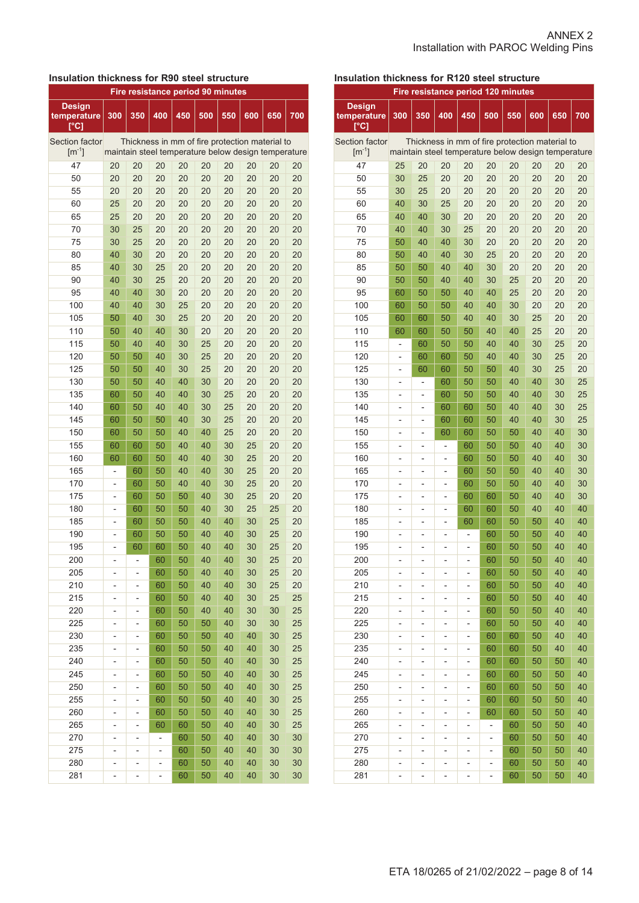ANNEX 2
Installation with PAROC Welding Pins

### Insulation thickness for R90 steel structure

| Fire resistance period 90 minutes | | | | | | | | | |
|---|---|---|---|---|---|---|---|---|---|
| Design temperature [°C] | 300 | 350 | 400 | 450 | 500 | 550 | 600 | 650 | 700 |
| Section factor [m$^{-1}$] | Thickness in mm of fire protection material to maintain steel temperature below design temperature | | | | | | | | |
| 47 | 20 | 20 | 20 | 20 | 20 | 20 | 20 | 20 | 20 |
| 50 | 20 | 20 | 20 | 20 | 20 | 20 | 20 | 20 | 20 |
| 55 | 20 | 20 | 20 | 20 | 20 | 20 | 20 | 20 | 20 |
| 60 | 25 | 20 | 20 | 20 | 20 | 20 | 20 | 20 | 20 |
| 65 | 25 | 20 | 20 | 20 | 20 | 20 | 20 | 20 | 20 |
| 70 | 30 | 25 | 20 | 20 | 20 | 20 | 20 | 20 | 20 |
| 75 | 30 | 25 | 20 | 20 | 20 | 20 | 20 | 20 | 20 |
| 80 | 40 | 30 | 20 | 20 | 20 | 20 | 20 | 20 | 20 |
| 85 | 40 | 30 | 25 | 20 | 20 | 20 | 20 | 20 | 20 |
| 90 | 40 | 30 | 25 | 20 | 20 | 20 | 20 | 20 | 20 |
| 95 | 40 | 40 | 30 | 20 | 20 | 20 | 20 | 20 | 20 |
| 100 | 40 | 40 | 30 | 25 | 20 | 20 | 20 | 20 | 20 |
| 105 | 50 | 40 | 30 | 25 | 20 | 20 | 20 | 20 | 20 |
| 110 | 50 | 40 | 40 | 30 | 20 | 20 | 20 | 20 | 20 |
| 115 | 50 | 40 | 40 | 30 | 25 | 20 | 20 | 20 | 20 |
| 120 | 50 | 50 | 40 | 30 | 25 | 20 | 20 | 20 | 20 |
| 125 | 50 | 50 | 40 | 30 | 25 | 20 | 20 | 20 | 20 |
| 130 | 50 | 50 | 40 | 40 | 30 | 20 | 20 | 20 | 20 |
| 135 | 60 | 50 | 40 | 40 | 30 | 25 | 20 | 20 | 20 |
| 140 | 60 | 50 | 40 | 40 | 30 | 25 | 20 | 20 | 20 |
| 145 | 60 | 50 | 50 | 40 | 30 | 25 | 20 | 20 | 20 |
| 150 | 60 | 50 | 50 | 40 | 40 | 25 | 20 | 20 | 20 |
| 155 | 60 | 60 | 50 | 40 | 40 | 30 | 25 | 20 | 20 |
| 160 | 60 | 60 | 50 | 40 | 40 | 30 | 25 | 20 | 20 |
| 165 | - | 60 | 50 | 40 | 40 | 30 | 25 | 20 | 20 |
| 170 | - | 60 | 50 | 40 | 40 | 30 | 25 | 20 | 20 |
| 175 | - | 60 | 50 | 50 | 40 | 30 | 25 | 20 | 20 |
| 180 | - | 60 | 50 | 50 | 40 | 30 | 25 | 25 | 20 |
| 185 | - | 60 | 50 | 50 | 40 | 40 | 30 | 25 | 20 |
| 190 | - | 60 | 50 | 50 | 40 | 40 | 30 | 25 | 20 |
| 195 | - | 60 | 60 | 50 | 40 | 40 | 30 | 25 | 20 |
| 200 | - | - | 60 | 50 | 40 | 40 | 30 | 25 | 20 |
| 205 | - | - | 60 | 50 | 40 | 40 | 30 | 25 | 20 |
| 210 | - | - | 60 | 50 | 40 | 40 | 30 | 25 | 20 |
| 215 | - | - | 60 | 50 | 40 | 40 | 30 | 25 | 25 |
| 220 | - | - | 60 | 50 | 40 | 40 | 30 | 30 | 25 |
| 225 | - | - | 60 | 50 | 50 | 40 | 30 | 30 | 25 |
| 230 | - | - | 60 | 50 | 50 | 40 | 40 | 30 | 25 |
| 235 | - | - | 60 | 50 | 50 | 40 | 40 | 30 | 25 |
| 240 | - | - | 60 | 50 | 50 | 40 | 40 | 30 | 25 |
| 245 | - | - | 60 | 50 | 50 | 40 | 40 | 30 | 25 |
| 250 | - | - | 60 | 50 | 50 | 40 | 40 | 30 | 25 |
| 255 | - | - | 60 | 50 | 50 | 40 | 40 | 30 | 25 |
| 260 | - | - | 60 | 50 | 50 | 40 | 40 | 30 | 25 |
| 265 | - | - | 60 | 60 | 50 | 40 | 40 | 30 | 25 |
| 270 | - | - | - | 60 | 50 | 40 | 40 | 30 | 30 |
| 275 | - | - | - | 60 | 50 | 40 | 40 | 30 | 30 |
| 280 | - | - | - | 60 | 50 | 40 | 40 | 30 | 30 |
| 281 | - | - | - | 60 | 50 | 40 | 40 | 30 | 30 |

### Insulation thickness for R120 steel structure

| Fire resistance period 120 minutes | | | | | | | | | |
|---|---|---|---|---|---|---|---|---|---|
| Design temperature [°C] | 300 | 350 | 400 | 450 | 500 | 550 | 600 | 650 | 700 |
| Section factor [m$^{-1}$] | Thickness in mm of fire protection material to maintain steel temperature below design temperature | | | | | | | | |
| 47 | 25 | 20 | 20 | 20 | 20 | 20 | 20 | 20 | 20 |
| 50 | 30 | 25 | 20 | 20 | 20 | 20 | 20 | 20 | 20 |
| 55 | 30 | 25 | 20 | 20 | 20 | 20 | 20 | 20 | 20 |
| 60 | 40 | 30 | 25 | 20 | 20 | 20 | 20 | 20 | 20 |
| 65 | 40 | 40 | 30 | 20 | 20 | 20 | 20 | 20 | 20 |
| 70 | 40 | 40 | 30 | 25 | 20 | 20 | 20 | 20 | 20 |
| 75 | 50 | 40 | 40 | 30 | 20 | 20 | 20 | 20 | 20 |
| 80 | 50 | 40 | 40 | 30 | 25 | 20 | 20 | 20 | 20 |
| 85 | 50 | 50 | 40 | 40 | 30 | 20 | 20 | 20 | 20 |
| 90 | 50 | 50 | 40 | 40 | 30 | 25 | 20 | 20 | 20 |
| 95 | 60 | 50 | 50 | 40 | 40 | 25 | 20 | 20 | 20 |
| 100 | 60 | 50 | 50 | 40 | 40 | 30 | 20 | 20 | 20 |
| 105 | 60 | 60 | 50 | 40 | 40 | 30 | 25 | 20 | 20 |
| 110 | 60 | 60 | 50 | 50 | 40 | 40 | 25 | 20 | 20 |
| 115 | - | 60 | 50 | 50 | 40 | 40 | 30 | 25 | 20 |
| 120 | - | 60 | 60 | 50 | 40 | 40 | 30 | 25 | 20 |
| 125 | - | 60 | 60 | 50 | 50 | 40 | 30 | 25 | 20 |
| 130 | - | - | 60 | 50 | 50 | 40 | 40 | 30 | 25 |
| 135 | - | - | 60 | 50 | 50 | 40 | 40 | 30 | 25 |
| 140 | - | - | 60 | 60 | 50 | 40 | 40 | 30 | 25 |
| 145 | - | - | 60 | 60 | 50 | 40 | 40 | 30 | 25 |
| 150 | - | - | 60 | 60 | 50 | 50 | 40 | 40 | 30 |
| 155 | - | - | - | 60 | 50 | 50 | 40 | 40 | 30 |
| 160 | - | - | - | 60 | 50 | 50 | 40 | 40 | 30 |
| 165 | - | - | - | 60 | 50 | 50 | 40 | 40 | 30 |
| 170 | - | - | - | 60 | 50 | 50 | 40 | 40 | 30 |
| 175 | - | - | - | 60 | 60 | 50 | 40 | 40 | 30 |
| 180 | - | - | - | 60 | 60 | 50 | 40 | 40 | 40 |
| 185 | - | - | - | 60 | 60 | 50 | 50 | 40 | 40 |
| 190 | - | - | - | - | 60 | 50 | 50 | 40 | 40 |
| 195 | - | - | - | - | 60 | 50 | 50 | 40 | 40 |
| 200 | - | - | - | - | 60 | 50 | 50 | 40 | 40 |
| 205 | - | - | - | - | 60 | 50 | 50 | 40 | 40 |
| 210 | - | - | - | - | 60 | 50 | 50 | 40 | 40 |
| 215 | - | - | - | - | 60 | 50 | 50 | 40 | 40 |
| 220 | - | - | - | - | 60 | 50 | 50 | 40 | 40 |
| 225 | - | - | - | - | 60 | 50 | 50 | 40 | 40 |
| 230 | - | - | - | - | 60 | 60 | 50 | 40 | 40 |
| 235 | - | - | - | - | 60 | 60 | 50 | 40 | 40 |
| 240 | - | - | - | - | 60 | 60 | 50 | 50 | 40 |
| 245 | - | - | - | - | 60 | 60 | 50 | 50 | 40 |
| 250 | - | - | - | - | 60 | 60 | 50 | 50 | 40 |
| 255 | - | - | - | - | 60 | 60 | 50 | 50 | 40 |
| 260 | - | - | - | - | 60 | 60 | 50 | 50 | 40 |
| 265 | - | - | - | - | - | 60 | 50 | 50 | 40 |
| 270 | - | - | - | - | - | 60 | 50 | 50 | 40 |
| 275 | - | - | - | - | - | 60 | 50 | 50 | 40 |
| 280 | - | - | - | - | - | 60 | 50 | 50 | 40 |
| 281 | - | - | - | - | - | 60 | 50 | 50 | 40 |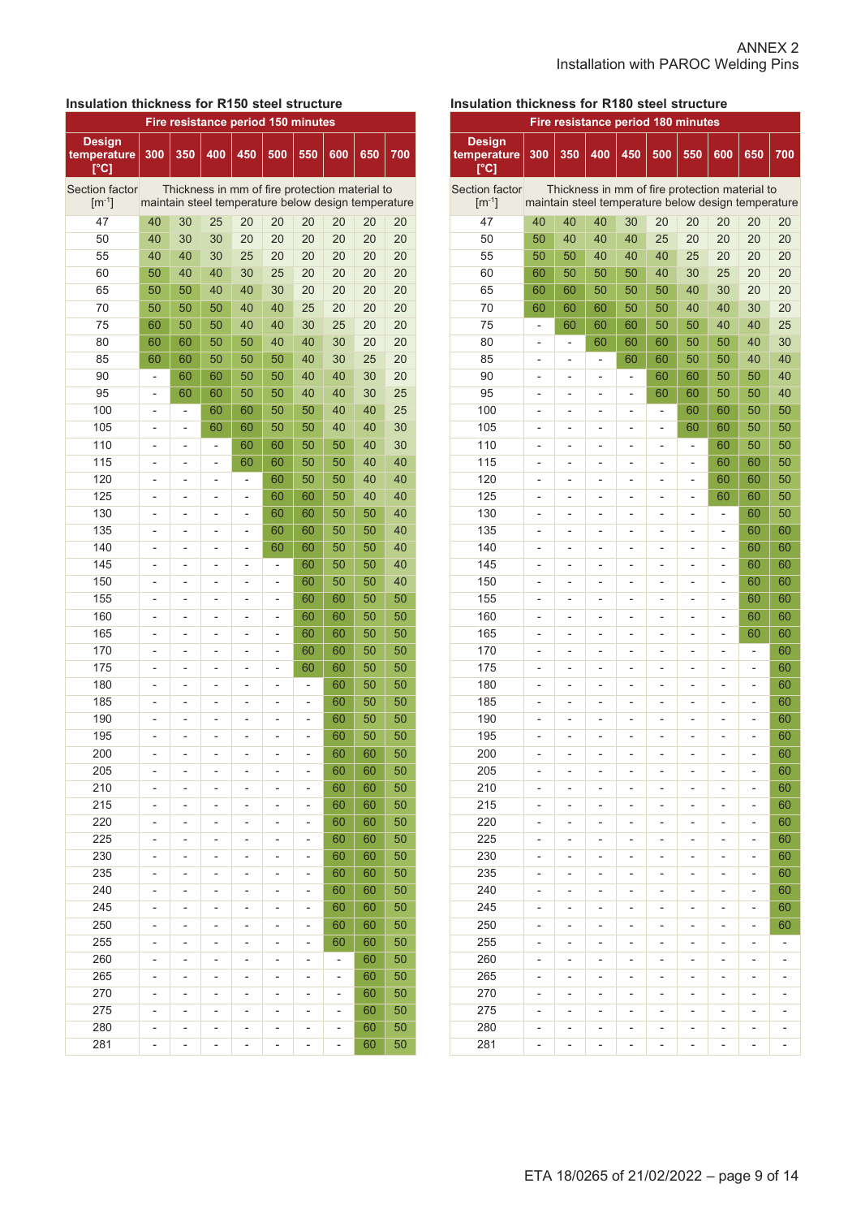ANNEX 2
Installation with PAROC Welding Pins

### Insulation thickness for R150 steel structure

| Fire resistance period 150 minutes | | | | | | | | | |
|---|---|---|---|---|---|---|---|---|---|
| Design temperature [°C] | 300 | 350 | 400 | 450 | 500 | 550 | 600 | 650 | 700 |
| Section factor [m-1] | Thickness in mm of fire protection material to maintain steel temperature below design temperature | | | | | | | | |
| 47 | 40 | 30 | 25 | 20 | 20 | 20 | 20 | 20 | 20 |
| 50 | 40 | 30 | 30 | 20 | 20 | 20 | 20 | 20 | 20 |
| 55 | 40 | 40 | 30 | 25 | 20 | 20 | 20 | 20 | 20 |
| 60 | 50 | 40 | 40 | 30 | 25 | 20 | 20 | 20 | 20 |
| 65 | 50 | 50 | 40 | 40 | 30 | 20 | 20 | 20 | 20 |
| 70 | 50 | 50 | 50 | 40 | 40 | 25 | 20 | 20 | 20 |
| 75 | 60 | 50 | 50 | 40 | 40 | 30 | 25 | 20 | 20 |
| 80 | 60 | 60 | 50 | 50 | 40 | 40 | 30 | 20 | 20 |
| 85 | 60 | 60 | 50 | 50 | 50 | 40 | 30 | 25 | 20 |
| 90 | - | 60 | 60 | 50 | 50 | 40 | 40 | 30 | 20 |
| 95 | - | 60 | 60 | 50 | 50 | 40 | 40 | 30 | 25 |
| 100 | - | - | 60 | 60 | 50 | 50 | 40 | 40 | 25 |
| 105 | - | - | 60 | 60 | 50 | 50 | 40 | 40 | 30 |
| 110 | - | - | - | 60 | 60 | 50 | 50 | 40 | 30 |
| 115 | - | - | - | 60 | 60 | 50 | 50 | 40 | 40 |
| 120 | - | - | - | - | 60 | 50 | 50 | 40 | 40 |
| 125 | - | - | - | - | 60 | 60 | 50 | 40 | 40 |
| 130 | - | - | - | - | 60 | 60 | 50 | 50 | 40 |
| 135 | - | - | - | - | 60 | 60 | 50 | 50 | 40 |
| 140 | - | - | - | - | 60 | 60 | 50 | 50 | 40 |
| 145 | - | - | - | - | - | 60 | 50 | 50 | 40 |
| 150 | - | - | - | - | - | 60 | 50 | 50 | 40 |
| 155 | - | - | - | - | - | 60 | 60 | 50 | 50 |
| 160 | - | - | - | - | - | 60 | 60 | 50 | 50 |
| 165 | - | - | - | - | - | 60 | 60 | 50 | 50 |
| 170 | - | - | - | - | - | 60 | 60 | 50 | 50 |
| 175 | - | - | - | - | - | 60 | 60 | 50 | 50 |
| 180 | - | - | - | - | - | - | 60 | 50 | 50 |
| 185 | - | - | - | - | - | - | 60 | 50 | 50 |
| 190 | - | - | - | - | - | - | 60 | 50 | 50 |
| 195 | - | - | - | - | - | - | 60 | 50 | 50 |
| 200 | - | - | - | - | - | - | 60 | 60 | 50 |
| 205 | - | - | - | - | - | - | 60 | 60 | 50 |
| 210 | - | - | - | - | - | - | 60 | 60 | 50 |
| 215 | - | - | - | - | - | - | 60 | 60 | 50 |
| 220 | - | - | - | - | - | - | 60 | 60 | 50 |
| 225 | - | - | - | - | - | - | 60 | 60 | 50 |
| 230 | - | - | - | - | - | - | 60 | 60 | 50 |
| 235 | - | - | - | - | - | - | 60 | 60 | 50 |
| 240 | - | - | - | - | - | - | 60 | 60 | 50 |
| 245 | - | - | - | - | - | - | 60 | 60 | 50 |
| 250 | - | - | - | - | - | - | 60 | 60 | 50 |
| 255 | - | - | - | - | - | - | 60 | 60 | 50 |
| 260 | - | - | - | - | - | - | - | 60 | 50 |
| 265 | - | - | - | - | - | - | - | 60 | 50 |
| 270 | - | - | - | - | - | - | - | 60 | 50 |
| 275 | - | - | - | - | - | - | - | 60 | 50 |
| 280 | - | - | - | - | - | - | - | 60 | 50 |
| 281 | - | - | - | - | - | - | - | 60 | 50 |

### Insulation thickness for R180 steel structure

| Fire resistance period 180 minutes | | | | | | | | | |
|---|---|---|---|---|---|---|---|---|---|
| Design temperature [°C] | 300 | 350 | 400 | 450 | 500 | 550 | 600 | 650 | 700 |
| Section factor [m-1] | Thickness in mm of fire protection material to maintain steel temperature below design temperature | | | | | | | | |
| 47 | 40 | 40 | 40 | 30 | 20 | 20 | 20 | 20 | 20 |
| 50 | 50 | 40 | 40 | 40 | 25 | 20 | 20 | 20 | 20 |
| 55 | 50 | 50 | 40 | 40 | 40 | 25 | 20 | 20 | 20 |
| 60 | 60 | 50 | 50 | 50 | 40 | 30 | 25 | 20 | 20 |
| 65 | 60 | 60 | 50 | 50 | 50 | 40 | 30 | 20 | 20 |
| 70 | 60 | 60 | 60 | 50 | 50 | 40 | 40 | 30 | 20 |
| 75 | - | 60 | 60 | 60 | 50 | 50 | 40 | 40 | 25 |
| 80 | - | - | 60 | 60 | 60 | 50 | 50 | 40 | 30 |
| 85 | - | - | - | 60 | 60 | 50 | 50 | 40 | 40 |
| 90 | - | - | - | - | 60 | 60 | 50 | 50 | 40 |
| 95 | - | - | - | - | 60 | 60 | 50 | 50 | 40 |
| 100 | - | - | - | - | - | 60 | 60 | 50 | 50 |
| 105 | - | - | - | - | - | 60 | 60 | 50 | 50 |
| 110 | - | - | - | - | - | - | 60 | 50 | 50 |
| 115 | - | - | - | - | - | - | 60 | 60 | 50 |
| 120 | - | - | - | - | - | - | 60 | 60 | 50 |
| 125 | - | - | - | - | - | - | 60 | 60 | 50 |
| 130 | - | - | - | - | - | - | - | 60 | 50 |
| 135 | - | - | - | - | - | - | - | 60 | 60 |
| 140 | - | - | - | - | - | - | - | 60 | 60 |
| 145 | - | - | - | - | - | - | - | 60 | 60 |
| 150 | - | - | - | - | - | - | - | 60 | 60 |
| 155 | - | - | - | - | - | - | - | 60 | 60 |
| 160 | - | - | - | - | - | - | - | 60 | 60 |
| 165 | - | - | - | - | - | - | - | 60 | 60 |
| 170 | - | - | - | - | - | - | - | - | 60 |
| 175 | - | - | - | - | - | - | - | - | 60 |
| 180 | - | - | - | - | - | - | - | - | 60 |
| 185 | - | - | - | - | - | - | - | - | 60 |
| 190 | - | - | - | - | - | - | - | - | 60 |
| 195 | - | - | - | - | - | - | - | - | 60 |
| 200 | - | - | - | - | - | - | - | - | 60 |
| 205 | - | - | - | - | - | - | - | - | 60 |
| 210 | - | - | - | - | - | - | - | - | 60 |
| 215 | - | - | - | - | - | - | - | - | 60 |
| 220 | - | - | - | - | - | - | - | - | 60 |
| 225 | - | - | - | - | - | - | - | - | 60 |
| 230 | - | - | - | - | - | - | - | - | 60 |
| 235 | - | - | - | - | - | - | - | - | 60 |
| 240 | - | - | - | - | - | - | - | - | 60 |
| 245 | - | - | - | - | - | - | - | - | 60 |
| 250 | - | - | - | - | - | - | - | - | 60 |
| 255 | - | - | - | - | - | - | - | - | - |
| 260 | - | - | - | - | - | - | - | - | - |
| 265 | - | - | - | - | - | - | - | - | - |
| 270 | - | - | - | - | - | - | - | - | - |
| 275 | - | - | - | - | - | - | - | - | - |
| 280 | - | - | - | - | - | - | - | - | - |
| 281 | - | - | - | - | - | - | - | - | - |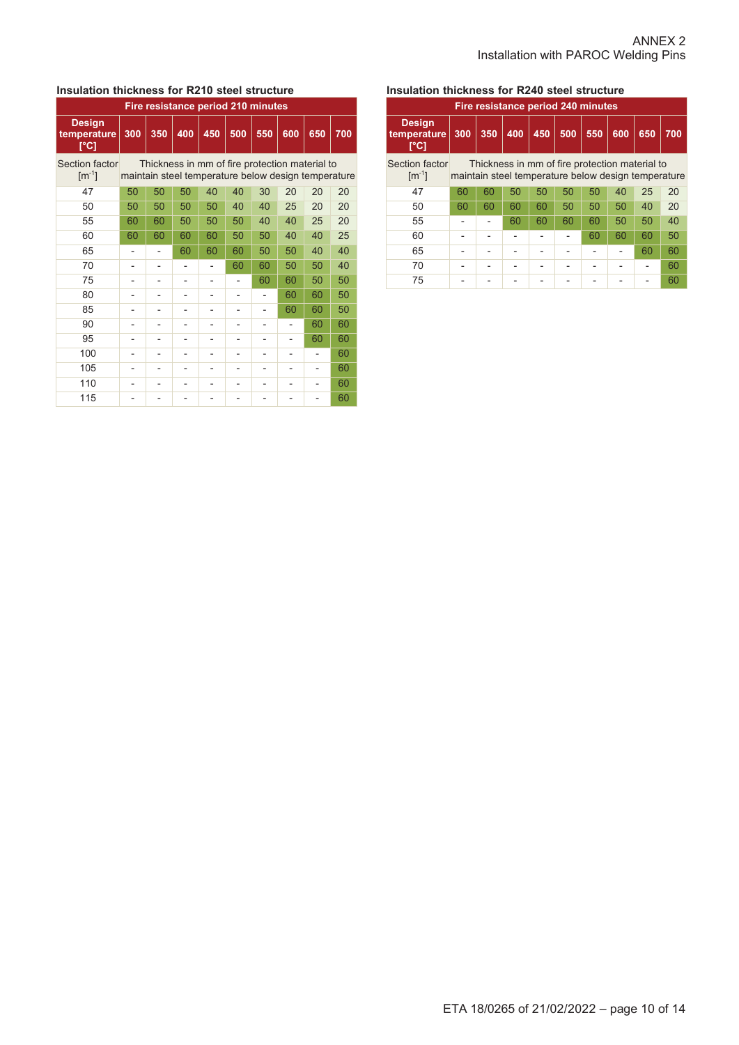ANNEX 2
Installation with PAROC Welding Pins

**Insulation thickness for R210 steel structure**

| Fire resistance period 210 minutes | | | | | | | | | |
|---|---|---|---|---|---|---|---|---|---|
| Design temperature [°C] | 300 | 350 | 400 | 450 | 500 | 550 | 600 | 650 | 700 |
| Section factor [m$^{-1}$] | Thickness in mm of fire protection material to maintain steel temperature below design temperature | | | | | | | | |
| 47 | 50 | 50 | 50 | 40 | 40 | 30 | 20 | 20 | 20 |
| 50 | 50 | 50 | 50 | 50 | 40 | 40 | 25 | 20 | 20 |
| 55 | 60 | 60 | 50 | 50 | 50 | 40 | 40 | 25 | 20 |
| 60 | 60 | 60 | 60 | 60 | 50 | 50 | 40 | 40 | 25 |
| 65 | - | - | 60 | 60 | 60 | 50 | 50 | 40 | 40 |
| 70 | - | - | - | - | 60 | 60 | 50 | 50 | 40 |
| 75 | - | - | - | - | - | 60 | 60 | 50 | 50 |
| 80 | - | - | - | - | - | - | 60 | 60 | 50 |
| 85 | - | - | - | - | - | - | 60 | 60 | 50 |
| 90 | - | - | - | - | - | - | - | 60 | 60 |
| 95 | - | - | - | - | - | - | - | 60 | 60 |
| 100 | - | - | - | - | - | - | - | - | 60 |
| 105 | - | - | - | - | - | - | - | - | 60 |
| 110 | - | - | - | - | - | - | - | - | 60 |
| 115 | - | - | - | - | - | - | - | - | 60 |

**Insulation thickness for R240 steel structure**

| Fire resistance period 240 minutes | | | | | | | | | |
|---|---|---|---|---|---|---|---|---|---|
| Design temperature [°C] | 300 | 350 | 400 | 450 | 500 | 550 | 600 | 650 | 700 |
| Section factor [m$^{-1}$] | Thickness in mm of fire protection material to maintain steel temperature below design temperature | | | | | | | | |
| 47 | 60 | 60 | 50 | 50 | 50 | 50 | 40 | 25 | 20 |
| 50 | 60 | 60 | 60 | 60 | 50 | 50 | 50 | 40 | 20 |
| 55 | - | - | 60 | 60 | 60 | 60 | 50 | 50 | 40 |
| 60 | - | - | - | - | - | 60 | 60 | 60 | 50 |
| 65 | - | - | - | - | - | - | - | 60 | 60 |
| 70 | - | - | - | - | - | - | - | - | 60 |
| 75 | - | - | - | - | - | - | - | - | 60 |

ETA 18/0265 of 21/02/2022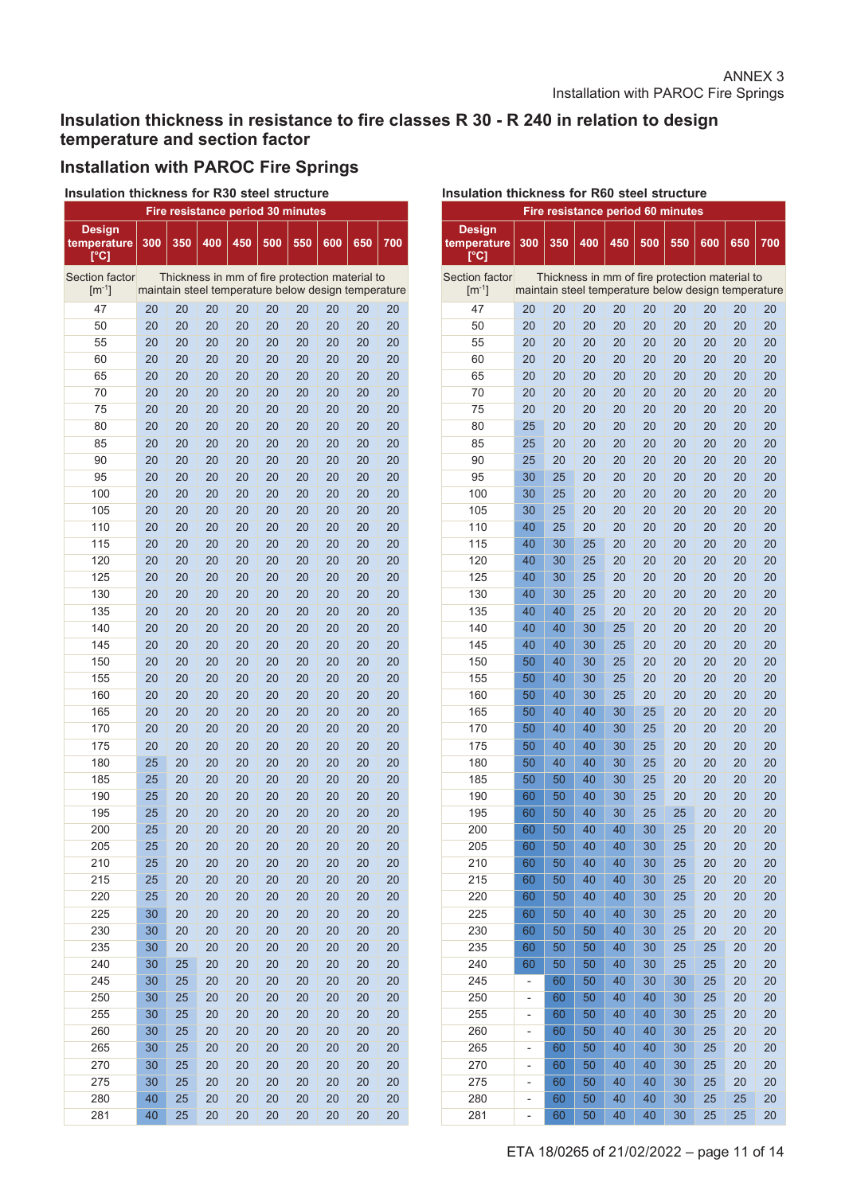ANNEX 3
Installation with PAROC Fire Springs

## Insulation thickness in resistance to fire classes R 30 - R 240 in relation to design temperature and section factor

## Installation with PAROC Fire Springs

### Insulation thickness for R30 steel structure

| Fire resistance period 30 minutes | | | | | | | | | |
|---|---|---|---|---|---|---|---|---|---|
| Design temperature [°C] | 300 | 350 | 400 | 450 | 500 | 550 | 600 | 650 | 700 |
| Section factor [m⁻¹] | Thickness in mm of fire protection material to maintain steel temperature below design temperature | | | | | | | | |
| 47 | 20 | 20 | 20 | 20 | 20 | 20 | 20 | 20 | 20 |
| 50 | 20 | 20 | 20 | 20 | 20 | 20 | 20 | 20 | 20 |
| 55 | 20 | 20 | 20 | 20 | 20 | 20 | 20 | 20 | 20 |
| 60 | 20 | 20 | 20 | 20 | 20 | 20 | 20 | 20 | 20 |
| 65 | 20 | 20 | 20 | 20 | 20 | 20 | 20 | 20 | 20 |
| 70 | 20 | 20 | 20 | 20 | 20 | 20 | 20 | 20 | 20 |
| 75 | 20 | 20 | 20 | 20 | 20 | 20 | 20 | 20 | 20 |
| 80 | 20 | 20 | 20 | 20 | 20 | 20 | 20 | 20 | 20 |
| 85 | 20 | 20 | 20 | 20 | 20 | 20 | 20 | 20 | 20 |
| 90 | 20 | 20 | 20 | 20 | 20 | 20 | 20 | 20 | 20 |
| 95 | 20 | 20 | 20 | 20 | 20 | 20 | 20 | 20 | 20 |
| 100 | 20 | 20 | 20 | 20 | 20 | 20 | 20 | 20 | 20 |
| 105 | 20 | 20 | 20 | 20 | 20 | 20 | 20 | 20 | 20 |
| 110 | 20 | 20 | 20 | 20 | 20 | 20 | 20 | 20 | 20 |
| 115 | 20 | 20 | 20 | 20 | 20 | 20 | 20 | 20 | 20 |
| 120 | 20 | 20 | 20 | 20 | 20 | 20 | 20 | 20 | 20 |
| 125 | 20 | 20 | 20 | 20 | 20 | 20 | 20 | 20 | 20 |
| 130 | 20 | 20 | 20 | 20 | 20 | 20 | 20 | 20 | 20 |
| 135 | 20 | 20 | 20 | 20 | 20 | 20 | 20 | 20 | 20 |
| 140 | 20 | 20 | 20 | 20 | 20 | 20 | 20 | 20 | 20 |
| 145 | 20 | 20 | 20 | 20 | 20 | 20 | 20 | 20 | 20 |
| 150 | 20 | 20 | 20 | 20 | 20 | 20 | 20 | 20 | 20 |
| 155 | 20 | 20 | 20 | 20 | 20 | 20 | 20 | 20 | 20 |
| 160 | 20 | 20 | 20 | 20 | 20 | 20 | 20 | 20 | 20 |
| 165 | 20 | 20 | 20 | 20 | 20 | 20 | 20 | 20 | 20 |
| 170 | 20 | 20 | 20 | 20 | 20 | 20 | 20 | 20 | 20 |
| 175 | 20 | 20 | 20 | 20 | 20 | 20 | 20 | 20 | 20 |
| 180 | 25 | 20 | 20 | 20 | 20 | 20 | 20 | 20 | 20 |
| 185 | 25 | 20 | 20 | 20 | 20 | 20 | 20 | 20 | 20 |
| 190 | 25 | 20 | 20 | 20 | 20 | 20 | 20 | 20 | 20 |
| 195 | 25 | 20 | 20 | 20 | 20 | 20 | 20 | 20 | 20 |
| 200 | 25 | 20 | 20 | 20 | 20 | 20 | 20 | 20 | 20 |
| 205 | 25 | 20 | 20 | 20 | 20 | 20 | 20 | 20 | 20 |
| 210 | 25 | 20 | 20 | 20 | 20 | 20 | 20 | 20 | 20 |
| 215 | 25 | 20 | 20 | 20 | 20 | 20 | 20 | 20 | 20 |
| 220 | 25 | 20 | 20 | 20 | 20 | 20 | 20 | 20 | 20 |
| 225 | 30 | 20 | 20 | 20 | 20 | 20 | 20 | 20 | 20 |
| 230 | 30 | 20 | 20 | 20 | 20 | 20 | 20 | 20 | 20 |
| 235 | 30 | 20 | 20 | 20 | 20 | 20 | 20 | 20 | 20 |
| 240 | 30 | 25 | 20 | 20 | 20 | 20 | 20 | 20 | 20 |
| 245 | 30 | 25 | 20 | 20 | 20 | 20 | 20 | 20 | 20 |
| 250 | 30 | 25 | 20 | 20 | 20 | 20 | 20 | 20 | 20 |
| 255 | 30 | 25 | 20 | 20 | 20 | 20 | 20 | 20 | 20 |
| 260 | 30 | 25 | 20 | 20 | 20 | 20 | 20 | 20 | 20 |
| 265 | 30 | 25 | 20 | 20 | 20 | 20 | 20 | 20 | 20 |
| 270 | 30 | 25 | 20 | 20 | 20 | 20 | 20 | 20 | 20 |
| 275 | 30 | 25 | 20 | 20 | 20 | 20 | 20 | 20 | 20 |
| 280 | 40 | 25 | 20 | 20 | 20 | 20 | 20 | 20 | 20 |
| 281 | 40 | 25 | 20 | 20 | 20 | 20 | 20 | 20 | 20 |

### Insulation thickness for R60 steel structure

| Fire resistance period 60 minutes | | | | | | | | | |
|---|---|---|---|---|---|---|---|---|---|
| Design temperature [°C] | 300 | 350 | 400 | 450 | 500 | 550 | 600 | 650 | 700 |
| Section factor [m⁻¹] | Thickness in mm of fire protection material to maintain steel temperature below design temperature | | | | | | | | |
| 47 | 20 | 20 | 20 | 20 | 20 | 20 | 20 | 20 | 20 |
| 50 | 20 | 20 | 20 | 20 | 20 | 20 | 20 | 20 | 20 |
| 55 | 20 | 20 | 20 | 20 | 20 | 20 | 20 | 20 | 20 |
| 60 | 20 | 20 | 20 | 20 | 20 | 20 | 20 | 20 | 20 |
| 65 | 20 | 20 | 20 | 20 | 20 | 20 | 20 | 20 | 20 |
| 70 | 20 | 20 | 20 | 20 | 20 | 20 | 20 | 20 | 20 |
| 75 | 20 | 20 | 20 | 20 | 20 | 20 | 20 | 20 | 20 |
| 80 | 25 | 20 | 20 | 20 | 20 | 20 | 20 | 20 | 20 |
| 85 | 25 | 20 | 20 | 20 | 20 | 20 | 20 | 20 | 20 |
| 90 | 25 | 20 | 20 | 20 | 20 | 20 | 20 | 20 | 20 |
| 95 | 30 | 25 | 20 | 20 | 20 | 20 | 20 | 20 | 20 |
| 100 | 30 | 25 | 20 | 20 | 20 | 20 | 20 | 20 | 20 |
| 105 | 30 | 25 | 20 | 20 | 20 | 20 | 20 | 20 | 20 |
| 110 | 40 | 25 | 20 | 20 | 20 | 20 | 20 | 20 | 20 |
| 115 | 40 | 30 | 25 | 20 | 20 | 20 | 20 | 20 | 20 |
| 120 | 40 | 30 | 25 | 20 | 20 | 20 | 20 | 20 | 20 |
| 125 | 40 | 30 | 25 | 20 | 20 | 20 | 20 | 20 | 20 |
| 130 | 40 | 30 | 25 | 20 | 20 | 20 | 20 | 20 | 20 |
| 135 | 40 | 40 | 25 | 20 | 20 | 20 | 20 | 20 | 20 |
| 140 | 40 | 40 | 30 | 25 | 20 | 20 | 20 | 20 | 20 |
| 145 | 40 | 40 | 30 | 25 | 20 | 20 | 20 | 20 | 20 |
| 150 | 50 | 40 | 30 | 25 | 20 | 20 | 20 | 20 | 20 |
| 155 | 50 | 40 | 30 | 25 | 20 | 20 | 20 | 20 | 20 |
| 160 | 50 | 40 | 30 | 25 | 20 | 20 | 20 | 20 | 20 |
| 165 | 50 | 40 | 40 | 30 | 25 | 20 | 20 | 20 | 20 |
| 170 | 50 | 40 | 40 | 30 | 25 | 20 | 20 | 20 | 20 |
| 175 | 50 | 40 | 40 | 30 | 25 | 20 | 20 | 20 | 20 |
| 180 | 50 | 40 | 40 | 30 | 25 | 20 | 20 | 20 | 20 |
| 185 | 50 | 50 | 40 | 30 | 25 | 20 | 20 | 20 | 20 |
| 190 | 60 | 50 | 40 | 30 | 25 | 20 | 20 | 20 | 20 |
| 195 | 60 | 50 | 40 | 30 | 25 | 25 | 20 | 20 | 20 |
| 200 | 60 | 50 | 40 | 40 | 30 | 25 | 20 | 20 | 20 |
| 205 | 60 | 50 | 40 | 40 | 30 | 25 | 20 | 20 | 20 |
| 210 | 60 | 50 | 40 | 40 | 30 | 25 | 20 | 20 | 20 |
| 215 | 60 | 50 | 40 | 40 | 30 | 25 | 20 | 20 | 20 |
| 220 | 60 | 50 | 40 | 40 | 30 | 25 | 20 | 20 | 20 |
| 225 | 60 | 50 | 40 | 40 | 30 | 25 | 20 | 20 | 20 |
| 230 | 60 | 50 | 50 | 40 | 30 | 25 | 20 | 20 | 20 |
| 235 | 60 | 50 | 50 | 40 | 30 | 25 | 25 | 20 | 20 |
| 240 | 60 | 50 | 50 | 40 | 30 | 25 | 25 | 20 | 20 |
| 245 | - | 60 | 50 | 40 | 30 | 30 | 25 | 20 | 20 |
| 250 | - | 60 | 50 | 40 | 40 | 30 | 25 | 20 | 20 |
| 255 | - | 60 | 50 | 40 | 40 | 30 | 25 | 20 | 20 |
| 260 | - | 60 | 50 | 40 | 40 | 30 | 25 | 20 | 20 |
| 265 | - | 60 | 50 | 40 | 40 | 30 | 25 | 20 | 20 |
| 270 | - | 60 | 50 | 40 | 40 | 30 | 25 | 20 | 20 |
| 275 | - | 60 | 50 | 40 | 40 | 30 | 25 | 20 | 20 |
| 280 | - | 60 | 50 | 40 | 40 | 30 | 25 | 25 | 20 |
| 281 | - | 60 | 50 | 40 | 40 | 30 | 25 | 25 | 20 |

ETA 18/0265 of 21/02/2022 – page 11 of 14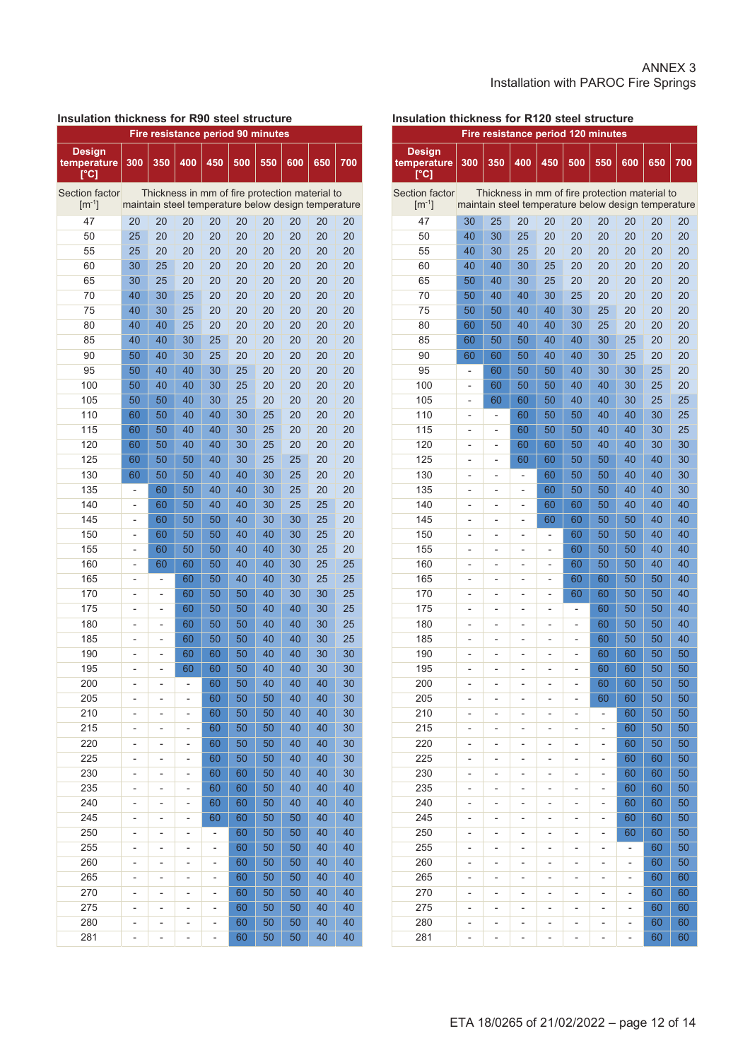ANNEX 3
Installation with PAROC Fire Springs

### Insulation thickness for R90 steel structure

| Fire resistance period 90 minutes | | | | | | | | | |
|---|---|---|---|---|---|---|---|---|---|
| Design temperature [°C] | 300 | 350 | 400 | 450 | 500 | 550 | 600 | 650 | 700 |
| Section factor [m⁻¹] | Thickness in mm of fire protection material to maintain steel temperature below design temperature | | | | | | | | |
| 47 | 20 | 20 | 20 | 20 | 20 | 20 | 20 | 20 | 20 |
| 50 | 25 | 20 | 20 | 20 | 20 | 20 | 20 | 20 | 20 |
| 55 | 25 | 20 | 20 | 20 | 20 | 20 | 20 | 20 | 20 |
| 60 | 30 | 25 | 20 | 20 | 20 | 20 | 20 | 20 | 20 |
| 65 | 30 | 25 | 20 | 20 | 20 | 20 | 20 | 20 | 20 |
| 70 | 40 | 30 | 25 | 20 | 20 | 20 | 20 | 20 | 20 |
| 75 | 40 | 30 | 25 | 20 | 20 | 20 | 20 | 20 | 20 |
| 80 | 40 | 40 | 25 | 20 | 20 | 20 | 20 | 20 | 20 |
| 85 | 40 | 40 | 30 | 25 | 20 | 20 | 20 | 20 | 20 |
| 90 | 50 | 40 | 30 | 25 | 20 | 20 | 20 | 20 | 20 |
| 95 | 50 | 40 | 40 | 30 | 25 | 20 | 20 | 20 | 20 |
| 100 | 50 | 40 | 40 | 30 | 25 | 20 | 20 | 20 | 20 |
| 105 | 50 | 50 | 40 | 30 | 25 | 20 | 20 | 20 | 20 |
| 110 | 60 | 50 | 40 | 40 | 30 | 25 | 20 | 20 | 20 |
| 115 | 60 | 50 | 40 | 40 | 30 | 25 | 20 | 20 | 20 |
| 120 | 60 | 50 | 40 | 40 | 30 | 25 | 20 | 20 | 20 |
| 125 | 60 | 50 | 50 | 40 | 30 | 25 | 25 | 20 | 20 |
| 130 | 60 | 50 | 50 | 40 | 40 | 30 | 25 | 20 | 20 |
| 135 | - | 60 | 50 | 40 | 40 | 30 | 25 | 20 | 20 |
| 140 | - | 60 | 50 | 40 | 40 | 30 | 25 | 25 | 20 |
| 145 | - | 60 | 50 | 50 | 40 | 30 | 30 | 25 | 20 |
| 150 | - | 60 | 50 | 50 | 40 | 40 | 30 | 25 | 20 |
| 155 | - | 60 | 50 | 50 | 40 | 40 | 30 | 25 | 20 |
| 160 | - | 60 | 60 | 50 | 40 | 40 | 30 | 25 | 25 |
| 165 | - | - | 60 | 50 | 40 | 40 | 30 | 25 | 25 |
| 170 | - | - | 60 | 50 | 50 | 40 | 30 | 30 | 25 |
| 175 | - | - | 60 | 50 | 50 | 40 | 40 | 30 | 25 |
| 180 | - | - | 60 | 50 | 50 | 40 | 40 | 30 | 25 |
| 185 | - | - | 60 | 50 | 50 | 40 | 40 | 30 | 25 |
| 190 | - | - | 60 | 60 | 50 | 40 | 40 | 30 | 30 |
| 195 | - | - | 60 | 60 | 50 | 40 | 40 | 30 | 30 |
| 200 | - | - | - | 60 | 50 | 40 | 40 | 40 | 30 |
| 205 | - | - | - | 60 | 50 | 50 | 40 | 40 | 30 |
| 210 | - | - | - | 60 | 50 | 50 | 40 | 40 | 30 |
| 215 | - | - | - | 60 | 50 | 50 | 40 | 40 | 30 |
| 220 | - | - | - | 60 | 50 | 50 | 40 | 40 | 30 |
| 225 | - | - | - | 60 | 50 | 50 | 40 | 40 | 30 |
| 230 | - | - | - | 60 | 60 | 50 | 40 | 40 | 30 |
| 235 | - | - | - | 60 | 60 | 50 | 40 | 40 | 40 |
| 240 | - | - | - | 60 | 60 | 50 | 40 | 40 | 40 |
| 245 | - | - | - | 60 | 60 | 50 | 50 | 40 | 40 |
| 250 | - | - | - | - | 60 | 50 | 50 | 40 | 40 |
| 255 | - | - | - | - | 60 | 50 | 50 | 40 | 40 |
| 260 | - | - | - | - | 60 | 50 | 50 | 40 | 40 |
| 265 | - | - | - | - | 60 | 50 | 50 | 40 | 40 |
| 270 | - | - | - | - | 60 | 50 | 50 | 40 | 40 |
| 275 | - | - | - | - | 60 | 50 | 50 | 40 | 40 |
| 280 | - | - | - | - | 60 | 50 | 50 | 40 | 40 |
| 281 | - | - | - | - | 60 | 50 | 50 | 40 | 40 |

### Insulation thickness for R120 steel structure

| Fire resistance period 120 minutes | | | | | | | | | |
|---|---|---|---|---|---|---|---|---|---|
| Design temperature [°C] | 300 | 350 | 400 | 450 | 500 | 550 | 600 | 650 | 700 |
| Section factor [m⁻¹] | Thickness in mm of fire protection material to maintain steel temperature below design temperature | | | | | | | | |
| 47 | 30 | 25 | 20 | 20 | 20 | 20 | 20 | 20 | 20 |
| 50 | 40 | 30 | 25 | 20 | 20 | 20 | 20 | 20 | 20 |
| 55 | 40 | 30 | 25 | 20 | 20 | 20 | 20 | 20 | 20 |
| 60 | 40 | 40 | 30 | 25 | 20 | 20 | 20 | 20 | 20 |
| 65 | 50 | 40 | 30 | 25 | 20 | 20 | 20 | 20 | 20 |
| 70 | 50 | 40 | 40 | 30 | 25 | 20 | 20 | 20 | 20 |
| 75 | 50 | 50 | 40 | 40 | 30 | 25 | 20 | 20 | 20 |
| 80 | 60 | 50 | 40 | 40 | 30 | 25 | 20 | 20 | 20 |
| 85 | 60 | 50 | 50 | 40 | 40 | 30 | 25 | 20 | 20 |
| 90 | 60 | 60 | 50 | 40 | 40 | 30 | 25 | 20 | 20 |
| 95 | - | 60 | 50 | 50 | 40 | 30 | 30 | 25 | 20 |
| 100 | - | 60 | 50 | 50 | 40 | 40 | 30 | 25 | 20 |
| 105 | - | 60 | 60 | 50 | 40 | 40 | 30 | 25 | 25 |
| 110 | - | - | 60 | 50 | 50 | 40 | 40 | 30 | 25 |
| 115 | - | - | 60 | 50 | 50 | 40 | 40 | 30 | 25 |
| 120 | - | - | 60 | 60 | 50 | 40 | 40 | 30 | 30 |
| 125 | - | - | 60 | 60 | 50 | 50 | 40 | 40 | 30 |
| 130 | - | - | - | 60 | 50 | 50 | 40 | 40 | 30 |
| 135 | - | - | - | 60 | 50 | 50 | 40 | 40 | 30 |
| 140 | - | - | - | 60 | 60 | 50 | 40 | 40 | 40 |
| 145 | - | - | - | 60 | 60 | 50 | 50 | 40 | 40 |
| 150 | - | - | - | - | 60 | 50 | 50 | 40 | 40 |
| 155 | - | - | - | - | 60 | 50 | 50 | 40 | 40 |
| 160 | - | - | - | - | 60 | 50 | 50 | 40 | 40 |
| 165 | - | - | - | - | 60 | 60 | 50 | 50 | 40 |
| 170 | - | - | - | - | 60 | 60 | 50 | 50 | 40 |
| 175 | - | - | - | - | - | 60 | 50 | 50 | 40 |
| 180 | - | - | - | - | - | 60 | 50 | 50 | 40 |
| 185 | - | - | - | - | - | 60 | 50 | 50 | 40 |
| 190 | - | - | - | - | - | 60 | 60 | 50 | 50 |
| 195 | - | - | - | - | - | 60 | 60 | 50 | 50 |
| 200 | - | - | - | - | - | 60 | 60 | 50 | 50 |
| 205 | - | - | - | - | - | 60 | 60 | 50 | 50 |
| 210 | - | - | - | - | - | - | 60 | 50 | 50 |
| 215 | - | - | - | - | - | - | 60 | 50 | 50 |
| 220 | - | - | - | - | - | - | 60 | 50 | 50 |
| 225 | - | - | - | - | - | - | 60 | 60 | 50 |
| 230 | - | - | - | - | - | - | 60 | 60 | 50 |
| 235 | - | - | - | - | - | - | 60 | 60 | 50 |
| 240 | - | - | - | - | - | - | 60 | 60 | 50 |
| 245 | - | - | - | - | - | - | 60 | 60 | 50 |
| 250 | - | - | - | - | - | - | 60 | 60 | 50 |
| 255 | - | - | - | - | - | - | - | 60 | 50 |
| 260 | - | - | - | - | - | - | - | 60 | 50 |
| 265 | - | - | - | - | - | - | - | 60 | 60 |
| 270 | - | - | - | - | - | - | - | 60 | 60 |
| 275 | - | - | - | - | - | - | - | 60 | 60 |
| 280 | - | - | - | - | - | - | - | 60 | 60 |
| 281 | - | - | - | - | - | - | - | 60 | 60 |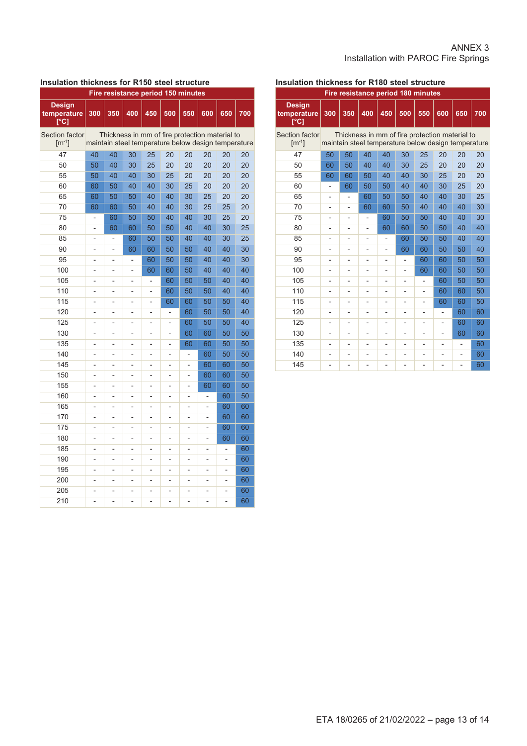ANNEX 3
Installation with PAROC Fire Springs

**Insulation thickness for R150 steel structure**

| Fire resistance period 150 minutes | | | | | | | | | |
|---|---|---|---|---|---|---|---|---|---|
| Design temperature [°C] | 300 | 350 | 400 | 450 | 500 | 550 | 600 | 650 | 700 |
| Section factor [$m^{-1}$] | Thickness in mm of fire protection material to maintain steel temperature below design temperature | | | | | | | | |
| 47 | 40 | 40 | 30 | 25 | 20 | 20 | 20 | 20 | 20 |
| 50 | 50 | 40 | 30 | 25 | 20 | 20 | 20 | 20 | 20 |
| 55 | 50 | 40 | 40 | 30 | 25 | 20 | 20 | 20 | 20 |
| 60 | 60 | 50 | 40 | 40 | 30 | 25 | 20 | 20 | 20 |
| 65 | 60 | 50 | 50 | 40 | 40 | 30 | 25 | 20 | 20 |
| 70 | 60 | 60 | 50 | 40 | 40 | 30 | 25 | 25 | 20 |
| 75 | - | 60 | 50 | 50 | 40 | 40 | 30 | 25 | 20 |
| 80 | - | 60 | 60 | 50 | 50 | 40 | 40 | 30 | 25 |
| 85 | - | - | 60 | 50 | 50 | 40 | 40 | 30 | 25 |
| 90 | - | - | 60 | 60 | 50 | 50 | 40 | 40 | 30 |
| 95 | - | - | - | 60 | 50 | 50 | 40 | 40 | 30 |
| 100 | - | - | - | 60 | 60 | 50 | 40 | 40 | 40 |
| 105 | - | - | - | - | 60 | 50 | 50 | 40 | 40 |
| 110 | - | - | - | - | 60 | 50 | 50 | 40 | 40 |
| 115 | - | - | - | - | 60 | 60 | 50 | 50 | 40 |
| 120 | - | - | - | - | - | 60 | 50 | 50 | 40 |
| 125 | - | - | - | - | - | 60 | 50 | 50 | 40 |
| 130 | - | - | - | - | - | 60 | 60 | 50 | 50 |
| 135 | - | - | - | - | - | 60 | 60 | 50 | 50 |
| 140 | - | - | - | - | - | - | 60 | 50 | 50 |
| 145 | - | - | - | - | - | - | 60 | 60 | 50 |
| 150 | - | - | - | - | - | - | 60 | 60 | 50 |
| 155 | - | - | - | - | - | - | 60 | 60 | 50 |
| 160 | - | - | - | - | - | - | - | 60 | 50 |
| 165 | - | - | - | - | - | - | - | 60 | 60 |
| 170 | - | - | - | - | - | - | - | 60 | 60 |
| 175 | - | - | - | - | - | - | - | 60 | 60 |
| 180 | - | - | - | - | - | - | - | 60 | 60 |
| 185 | - | - | - | - | - | - | - | - | 60 |
| 190 | - | - | - | - | - | - | - | - | 60 |
| 195 | - | - | - | - | - | - | - | - | 60 |
| 200 | - | - | - | - | - | - | - | - | 60 |
| 205 | - | - | - | - | - | - | - | - | 60 |
| 210 | - | - | - | - | - | - | - | - | 60 |

**Insulation thickness for R180 steel structure**

| Fire resistance period 180 minutes | | | | | | | | | |
|---|---|---|---|---|---|---|---|---|---|
| Design temperature [°C] | 300 | 350 | 400 | 450 | 500 | 550 | 600 | 650 | 700 |
| Section factor [$m^{-1}$] | Thickness in mm of fire protection material to maintain steel temperature below design temperature | | | | | | | | |
| 47 | 50 | 50 | 40 | 40 | 30 | 25 | 20 | 20 | 20 |
| 50 | 60 | 50 | 40 | 40 | 30 | 25 | 20 | 20 | 20 |
| 55 | 60 | 60 | 50 | 40 | 40 | 30 | 25 | 20 | 20 |
| 60 | - | 60 | 50 | 50 | 40 | 40 | 30 | 25 | 20 |
| 65 | - | - | 60 | 50 | 50 | 40 | 40 | 30 | 25 |
| 70 | - | - | 60 | 60 | 50 | 40 | 40 | 40 | 30 |
| 75 | - | - | - | 60 | 50 | 50 | 40 | 40 | 30 |
| 80 | - | - | - | 60 | 60 | 50 | 50 | 40 | 40 |
| 85 | - | - | - | - | 60 | 50 | 50 | 40 | 40 |
| 90 | - | - | - | - | 60 | 60 | 50 | 50 | 40 |
| 95 | - | - | - | - | - | 60 | 60 | 50 | 50 |
| 100 | - | - | - | - | - | 60 | 60 | 50 | 50 |
| 105 | - | - | - | - | - | - | 60 | 50 | 50 |
| 110 | - | - | - | - | - | - | 60 | 60 | 50 |
| 115 | - | - | - | - | - | - | 60 | 60 | 50 |
| 120 | - | - | - | - | - | - | - | 60 | 60 |
| 125 | - | - | - | - | - | - | - | 60 | 60 |
| 130 | - | - | - | - | - | - | - | 60 | 60 |
| 135 | - | - | - | - | - | - | - | - | 60 |
| 140 | - | - | - | - | - | - | - | - | 60 |
| 145 | - | - | - | - | - | - | - | - | 60 |

ETA 18/0265 of 21/02/2022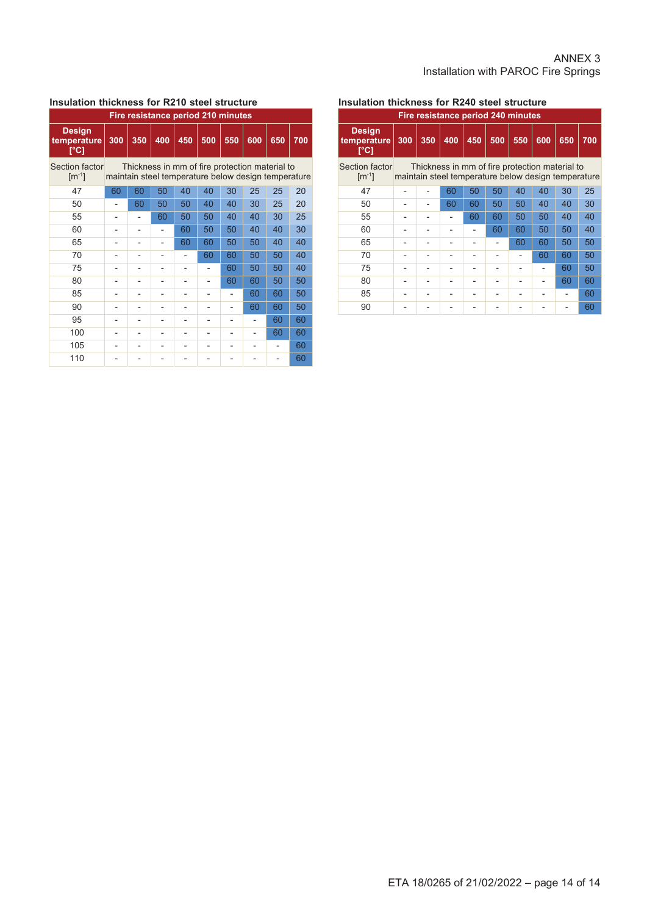ANNEX 3
Installation with PAROC Fire Springs

**Insulation thickness for R210 steel structure**

| Fire resistance period 210 minutes | | | | | | | | | |
|---|---|---|---|---|---|---|---|---|---|
| Design temperature [°C] | 300 | 350 | 400 | 450 | 500 | 550 | 600 | 650 | 700 |
| Section factor [m$^{-1}$] | Thickness in mm of fire protection material to maintain steel temperature below design temperature | | | | | | | | |
| 47 | 60 | 60 | 50 | 40 | 40 | 30 | 25 | 25 | 20 |
| 50 | - | 60 | 50 | 50 | 40 | 40 | 30 | 25 | 20 |
| 55 | - | - | 60 | 50 | 50 | 40 | 40 | 30 | 25 |
| 60 | - | - | - | 60 | 50 | 50 | 40 | 40 | 30 |
| 65 | - | - | - | 60 | 60 | 50 | 50 | 40 | 40 |
| 70 | - | - | - | - | 60 | 60 | 50 | 50 | 40 |
| 75 | - | - | - | - | - | 60 | 50 | 50 | 40 |
| 80 | - | - | - | - | - | 60 | 60 | 50 | 50 |
| 85 | - | - | - | - | - | - | 60 | 60 | 50 |
| 90 | - | - | - | - | - | - | 60 | 60 | 50 |
| 95 | - | - | - | - | - | - | - | 60 | 60 |
| 100 | - | - | - | - | - | - | - | 60 | 60 |
| 105 | - | - | - | - | - | - | - | - | 60 |
| 110 | - | - | - | - | - | - | - | - | 60 |

**Insulation thickness for R240 steel structure**

| Fire resistance period 240 minutes | | | | | | | | | |
|---|---|---|---|---|---|---|---|---|---|
| Design temperature [°C] | 300 | 350 | 400 | 450 | 500 | 550 | 600 | 650 | 700 |
| Section factor [m$^{-1}$] | Thickness in mm of fire protection material to maintain steel temperature below design temperature | | | | | | | | |
| 47 | - | - | 60 | 50 | 50 | 40 | 40 | 30 | 25 |
| 50 | - | - | 60 | 60 | 50 | 50 | 40 | 40 | 30 |
| 55 | - | - | - | 60 | 60 | 50 | 50 | 40 | 40 |
| 60 | - | - | - | - | 60 | 60 | 50 | 50 | 40 |
| 65 | - | - | - | - | - | 60 | 60 | 50 | 50 |
| 70 | - | - | - | - | - | - | 60 | 60 | 50 |
| 75 | - | - | - | - | - | - | - | 60 | 50 |
| 80 | - | - | - | - | - | - | - | 60 | 60 |
| 85 | - | - | - | - | - | - | - | - | 60 |
| 90 | - | - | - | - | - | - | - | - | 60 |